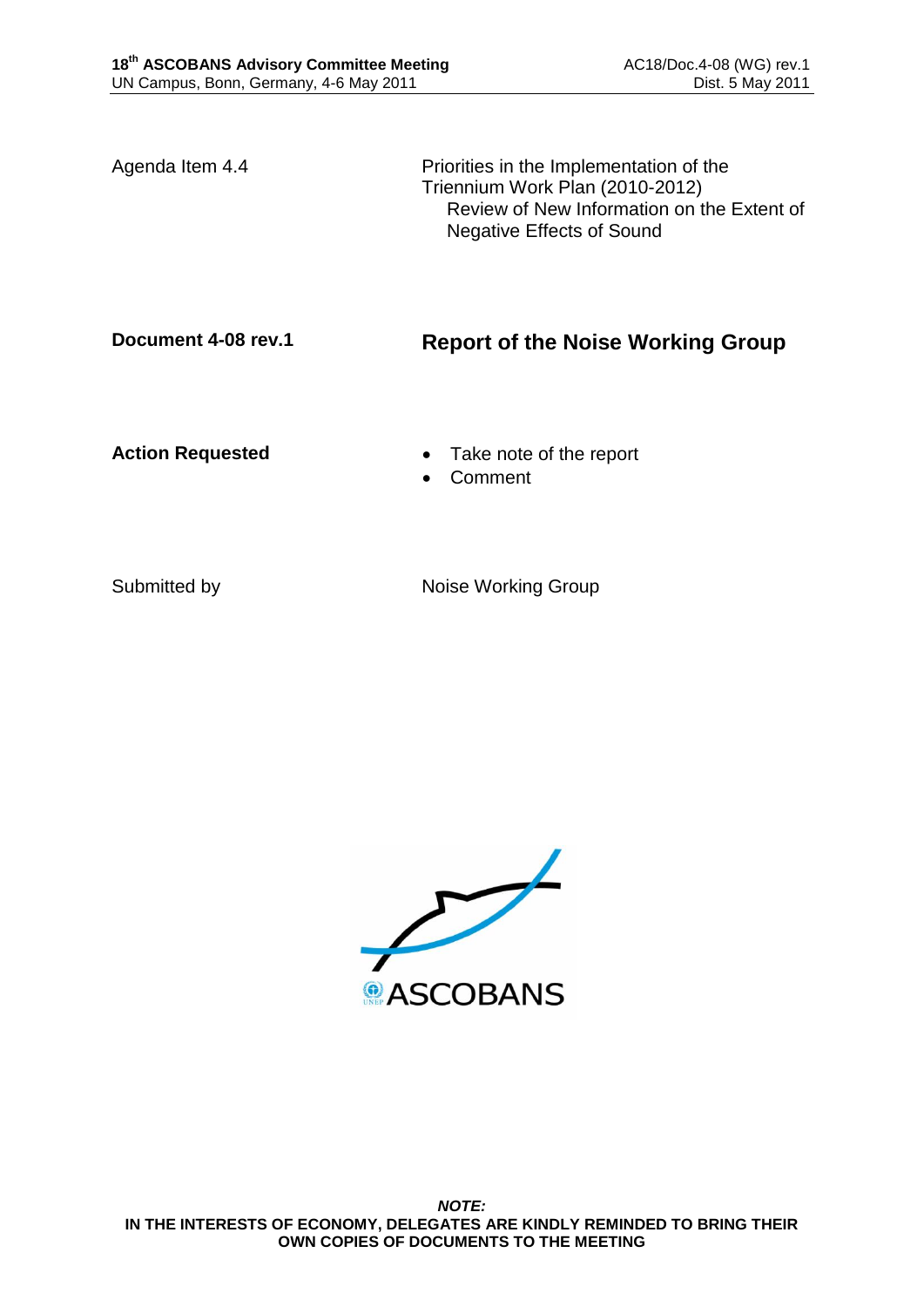Agenda Item 4.4

Priorities in the Implementation of the Triennium Work Plan (2010-2012)
Review of New Information on the Extent of Negative Effects of Sound

**Document 4-08 rev.1**

## Report of the Noise Working Group

**Action Requested**

- Take note of the report
- Comment

Submitted by

Noise Working Group

***NOTE:***
**IN THE INTERESTS OF ECONOMY, DELEGATES ARE KINDLY REMINDED TO BRING THEIR OWN COPIES OF DOCUMENTS TO THE MEETING**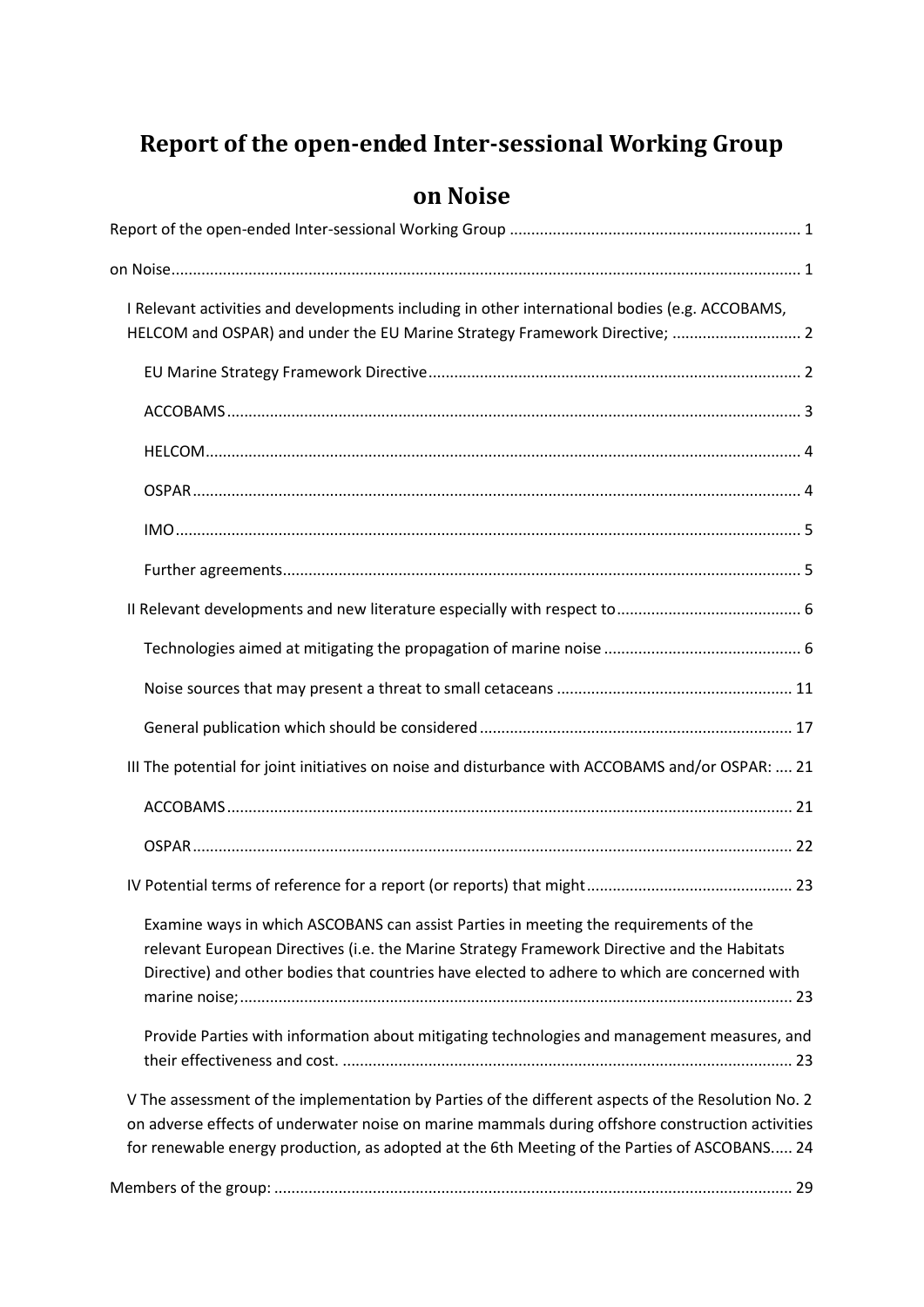# Report of the open-ended Inter-sessional Working Group on Noise

Report of the open-ended Inter-sessional Working Group ........................................................ 1

on Noise ........................................................................................................................ 1

I Relevant activities and developments including in other international bodies (e.g. ACCOBAMS, HELCOM and OSPAR) and under the EU Marine Strategy Framework Directive; .............................. 2

EU Marine Strategy Framework Directive ...................................................................... 2

ACCOBAMS .................................................................................................................. 3

HELCOM ....................................................................................................................... 4

OSPAR .......................................................................................................................... 4

IMO ............................................................................................................................... 5

Further agreements ...................................................................................................... 5

II Relevant developments and new literature especially with respect to ........................................ 6

Technologies aimed at mitigating the propagation of marine noise ............................................ 6

Noise sources that may present a threat to small cetaceans ...................................................... 11

General publication which should be considered ........................................................................ 17

III The potential for joint initiatives on noise and disturbance with ACCOBAMS and/or OSPAR: .... 21

ACCOBAMS .................................................................................................................. 21

OSPAR .......................................................................................................................... 22

IV Potential terms of reference for a report (or reports) that might ................................................ 23

Examine ways in which ASCOBANS can assist Parties in meeting the requirements of the relevant European Directives (i.e. the Marine Strategy Framework Directive and the Habitats Directive) and other bodies that countries have elected to adhere to which are concerned with marine noise; ................................................................................................................................. 23

Provide Parties with information about mitigating technologies and management measures, and their effectiveness and cost. ........................................................................................................ 23

V The assessment of the implementation by Parties of the different aspects of the Resolution No. 2 on adverse effects of underwater noise on marine mammals during offshore construction activities for renewable energy production, as adopted at the 6th Meeting of the Parties of ASCOBANS..... 24

Members of the group: ........................................................................................................................ 29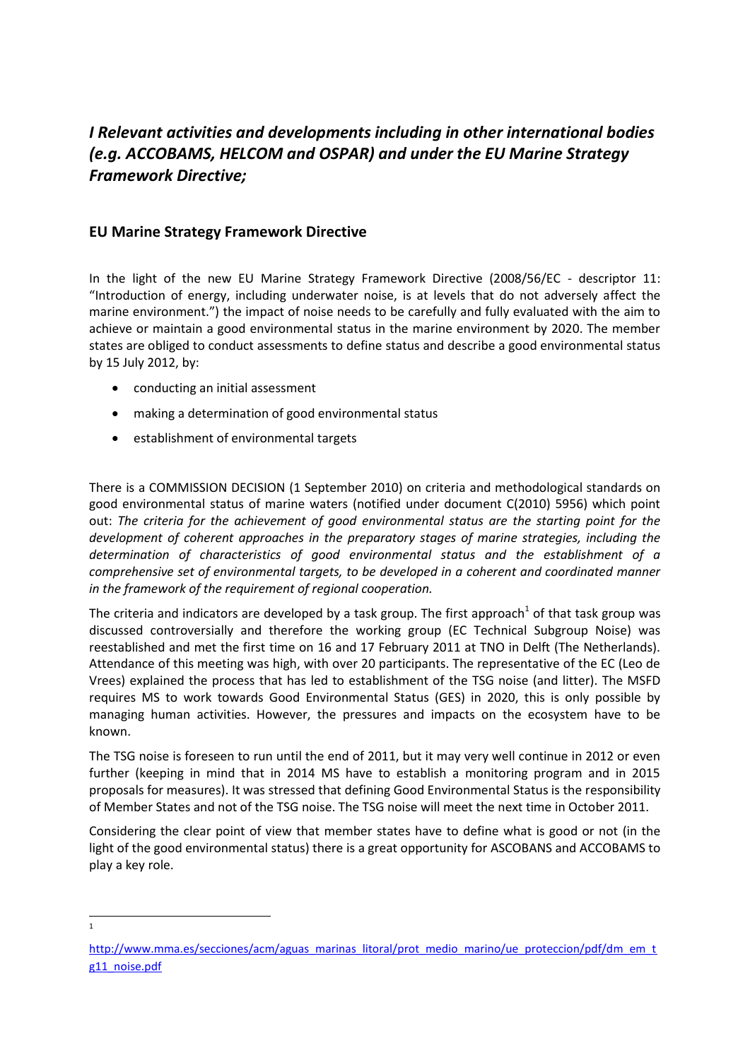# *I Relevant activities and developments including in other international bodies (e.g. ACCOBAMS, HELCOM and OSPAR) and under the EU Marine Strategy Framework Directive;*

## EU Marine Strategy Framework Directive

In the light of the new EU Marine Strategy Framework Directive (2008/56/EC - descriptor 11: "Introduction of energy, including underwater noise, is at levels that do not adversely affect the marine environment.") the impact of noise needs to be carefully and fully evaluated with the aim to achieve or maintain a good environmental status in the marine environment by 2020. The member states are obliged to conduct assessments to define status and describe a good environmental status by 15 July 2012, by:

- conducting an initial assessment
- making a determination of good environmental status
- establishment of environmental targets

There is a COMMISSION DECISION (1 September 2010) on criteria and methodological standards on good environmental status of marine waters (notified under document C(2010) 5956) which point out: *The criteria for the achievement of good environmental status are the starting point for the development of coherent approaches in the preparatory stages of marine strategies, including the determination of characteristics of good environmental status and the establishment of a comprehensive set of environmental targets, to be developed in a coherent and coordinated manner in the framework of the requirement of regional cooperation.*

The criteria and indicators are developed by a task group. The first approach[1] of that task group was discussed controversially and therefore the working group (EC Technical Subgroup Noise) was reestablished and met the first time on 16 and 17 February 2011 at TNO in Delft (The Netherlands). Attendance of this meeting was high, with over 20 participants. The representative of the EC (Leo de Vrees) explained the process that has led to establishment of the TSG noise (and litter). The MSFD requires MS to work towards Good Environmental Status (GES) in 2020, this is only possible by managing human activities. However, the pressures and impacts on the ecosystem have to be known.

The TSG noise is foreseen to run until the end of 2011, but it may very well continue in 2012 or even further (keeping in mind that in 2014 MS have to establish a monitoring program and in 2015 proposals for measures). It was stressed that defining Good Environmental Status is the responsibility of Member States and not of the TSG noise. The TSG noise will meet the next time in October 2011.

Considering the clear point of view that member states have to define what is good or not (in the light of the good environmental status) there is a great opportunity for ASCOBANS and ACCOBAMS to play a key role.

---

[1] http://www.mma.es/secciones/acm/aguas_marinas_litoral/prot_medio_marino/ue_proteccion/pdf/dm_em_tg11_noise.pdf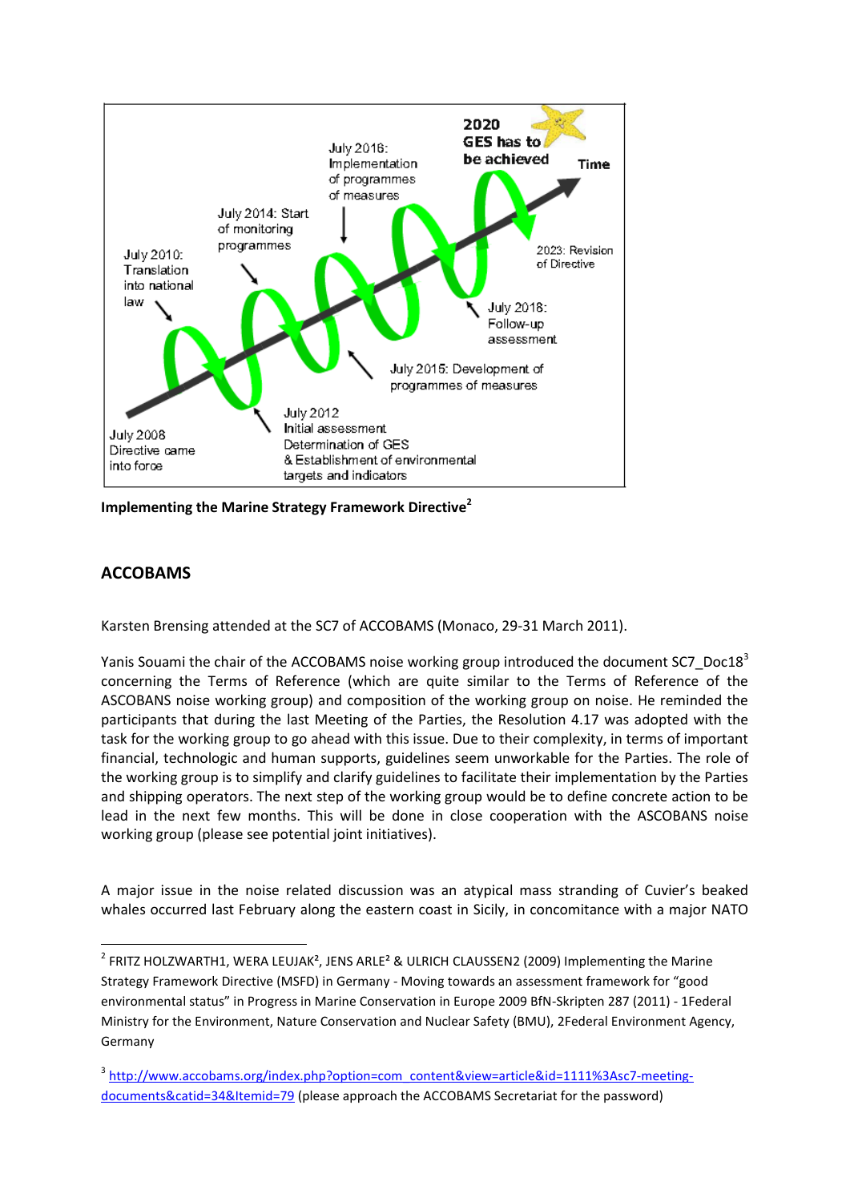**Implementing the Marine Strategy Framework Directive**[2]

## ACCOBAMS

Karsten Brensing attended at the SC7 of ACCOBAMS (Monaco, 29-31 March 2011).

Yanis Souami the chair of the ACCOBAMS noise working group introduced the document SC7_Doc18[3] concerning the Terms of Reference (which are quite similar to the Terms of Reference of the ASCOBANS noise working group) and composition of the working group on noise. He reminded the participants that during the last Meeting of the Parties, the Resolution 4.17 was adopted with the task for the working group to go ahead with this issue. Due to their complexity, in terms of important financial, technologic and human supports, guidelines seem unworkable for the Parties. The role of the working group is to simplify and clarify guidelines to facilitate their implementation by the Parties and shipping operators. The next step of the working group would be to define concrete action to be lead in the next few months. This will be done in close cooperation with the ASCOBANS noise working group (please see potential joint initiatives).

A major issue in the noise related discussion was an atypical mass stranding of Cuvier's beaked whales occurred last February along the eastern coast in Sicily, in concomitance with a major NATO

---

[2] FRITZ HOLZWARTH1, WERA LEUJAK², JENS ARLE² & ULRICH CLAUSSEN2 (2009) Implementing the Marine Strategy Framework Directive (MSFD) in Germany - Moving towards an assessment framework for "good environmental status" in Progress in Marine Conservation in Europe 2009 BfN-Skripten 287 (2011) - 1Federal Ministry for the Environment, Nature Conservation and Nuclear Safety (BMU), 2Federal Environment Agency, Germany

[3] http://www.accobams.org/index.php?option=com_content&view=article&id=1111%3Asc7-meeting-documents&catid=34&Itemid=79 (please approach the ACCOBAMS Secretariat for the password)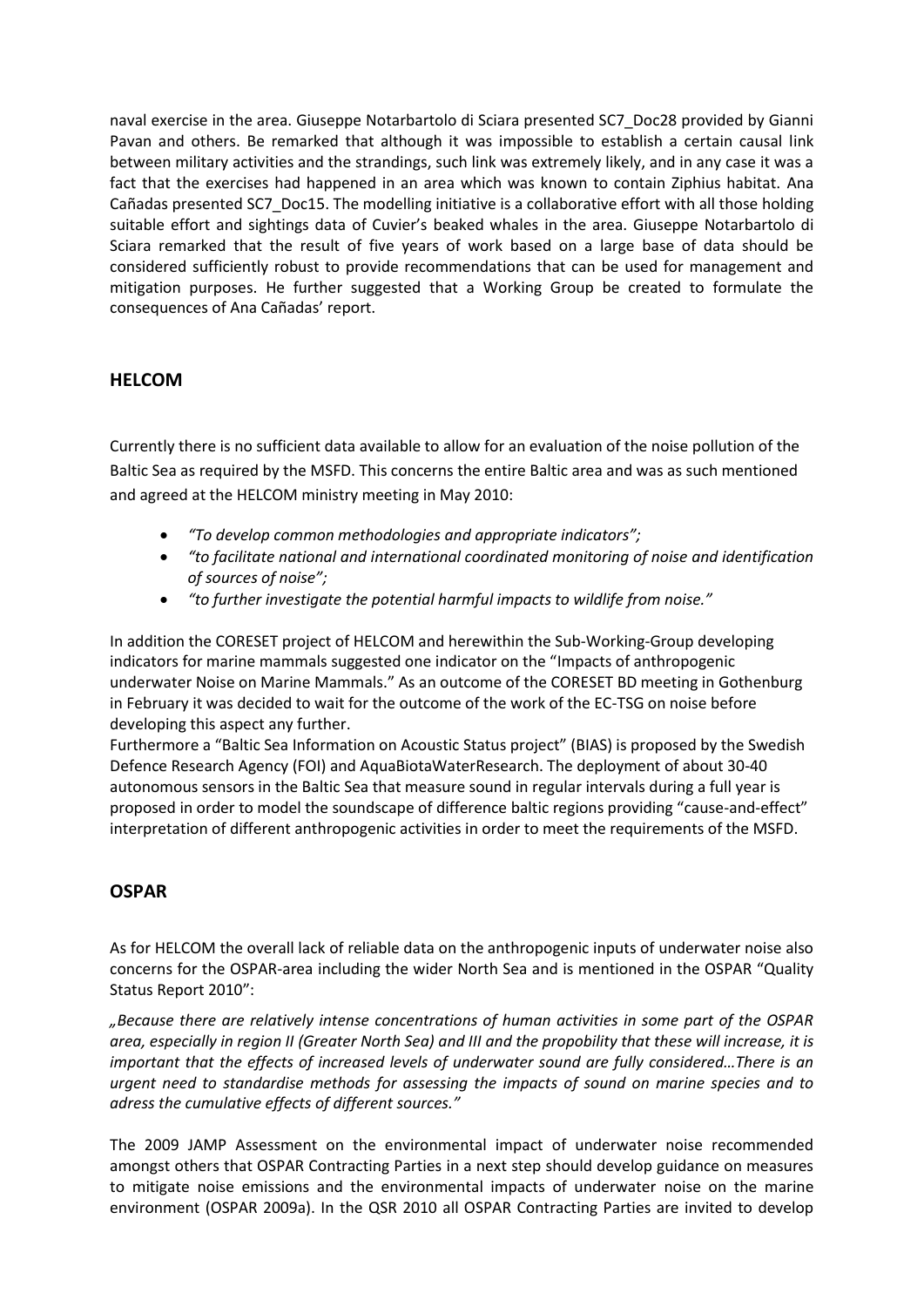naval exercise in the area. Giuseppe Notarbartolo di Sciara presented SC7_Doc28 provided by Gianni Pavan and others. Be remarked that although it was impossible to establish a certain causal link between military activities and the strandings, such link was extremely likely, and in any case it was a fact that the exercises had happened in an area which was known to contain Ziphius habitat. Ana Cañadas presented SC7_Doc15. The modelling initiative is a collaborative effort with all those holding suitable effort and sightings data of Cuvier's beaked whales in the area. Giuseppe Notarbartolo di Sciara remarked that the result of five years of work based on a large base of data should be considered sufficiently robust to provide recommendations that can be used for management and mitigation purposes. He further suggested that a Working Group be created to formulate the consequences of Ana Cañadas' report.

## HELCOM

Currently there is no sufficient data available to allow for an evaluation of the noise pollution of the Baltic Sea as required by the MSFD. This concerns the entire Baltic area and was as such mentioned and agreed at the HELCOM ministry meeting in May 2010:

- *"To develop common methodologies and appropriate indicators";*
- *"to facilitate national and international coordinated monitoring of noise and identification of sources of noise";*
- *"to further investigate the potential harmful impacts to wildlife from noise."*

In addition the CORESET project of HELCOM and herewithin the Sub-Working-Group developing indicators for marine mammals suggested one indicator on the "Impacts of anthropogenic underwater Noise on Marine Mammals." As an outcome of the CORESET BD meeting in Gothenburg in February it was decided to wait for the outcome of the work of the EC-TSG on noise before developing this aspect any further.
Furthermore a "Baltic Sea Information on Acoustic Status project" (BIAS) is proposed by the Swedish Defence Research Agency (FOI) and AquaBiotaWaterResearch. The deployment of about 30-40 autonomous sensors in the Baltic Sea that measure sound in regular intervals during a full year is proposed in order to model the soundscape of difference baltic regions providing "cause-and-effect" interpretation of different anthropogenic activities in order to meet the requirements of the MSFD.

## OSPAR

As for HELCOM the overall lack of reliable data on the anthropogenic inputs of underwater noise also concerns for the OSPAR-area including the wider North Sea and is mentioned in the OSPAR "Quality Status Report 2010":

*„Because there are relatively intense concentrations of human activities in some part of the OSPAR area, especially in region II (Greater North Sea) and III and the propobility that these will increase, it is important that the effects of increased levels of underwater sound are fully considered…There is an urgent need to standardise methods for assessing the impacts of sound on marine species and to adress the cumulative effects of different sources."*

The 2009 JAMP Assessment on the environmental impact of underwater noise recommended amongst others that OSPAR Contracting Parties in a next step should develop guidance on measures to mitigate noise emissions and the environmental impacts of underwater noise on the marine environment (OSPAR 2009a). In the QSR 2010 all OSPAR Contracting Parties are invited to develop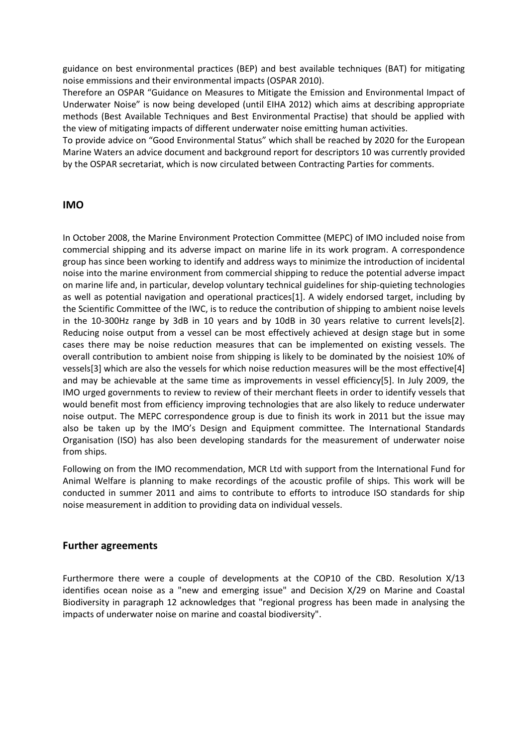guidance on best environmental practices (BEP) and best available techniques (BAT) for mitigating noise emmissions and their environmental impacts (OSPAR 2010).

Therefore an OSPAR "Guidance on Measures to Mitigate the Emission and Environmental Impact of Underwater Noise" is now being developed (until EIHA 2012) which aims at describing appropriate methods (Best Available Techniques and Best Environmental Practise) that should be applied with the view of mitigating impacts of different underwater noise emitting human activities.

To provide advice on "Good Environmental Status" which shall be reached by 2020 for the European Marine Waters an advice document and background report for descriptors 10 was currently provided by the OSPAR secretariat, which is now circulated between Contracting Parties for comments.

## IMO

In October 2008, the Marine Environment Protection Committee (MEPC) of IMO included noise from commercial shipping and its adverse impact on marine life in its work program. A correspondence group has since been working to identify and address ways to minimize the introduction of incidental noise into the marine environment from commercial shipping to reduce the potential adverse impact on marine life and, in particular, develop voluntary technical guidelines for ship-quieting technologies as well as potential navigation and operational practices[1]. A widely endorsed target, including by the Scientific Committee of the IWC, is to reduce the contribution of shipping to ambient noise levels in the 10-300Hz range by 3dB in 10 years and by 10dB in 30 years relative to current levels[2]. Reducing noise output from a vessel can be most effectively achieved at design stage but in some cases there may be noise reduction measures that can be implemented on existing vessels. The overall contribution to ambient noise from shipping is likely to be dominated by the noisiest 10% of vessels[3] which are also the vessels for which noise reduction measures will be the most effective[4] and may be achievable at the same time as improvements in vessel efficiency[5]. In July 2009, the IMO urged governments to review to review of their merchant fleets in order to identify vessels that would benefit most from efficiency improving technologies that are also likely to reduce underwater noise output. The MEPC correspondence group is due to finish its work in 2011 but the issue may also be taken up by the IMO's Design and Equipment committee. The International Standards Organisation (ISO) has also been developing standards for the measurement of underwater noise from ships.

Following on from the IMO recommendation, MCR Ltd with support from the International Fund for Animal Welfare is planning to make recordings of the acoustic profile of ships. This work will be conducted in summer 2011 and aims to contribute to efforts to introduce ISO standards for ship noise measurement in addition to providing data on individual vessels.

## Further agreements

Furthermore there were a couple of developments at the COP10 of the CBD. Resolution X/13 identifies ocean noise as a "new and emerging issue" and Decision X/29 on Marine and Coastal Biodiversity in paragraph 12 acknowledges that "regional progress has been made in analysing the impacts of underwater noise on marine and coastal biodiversity".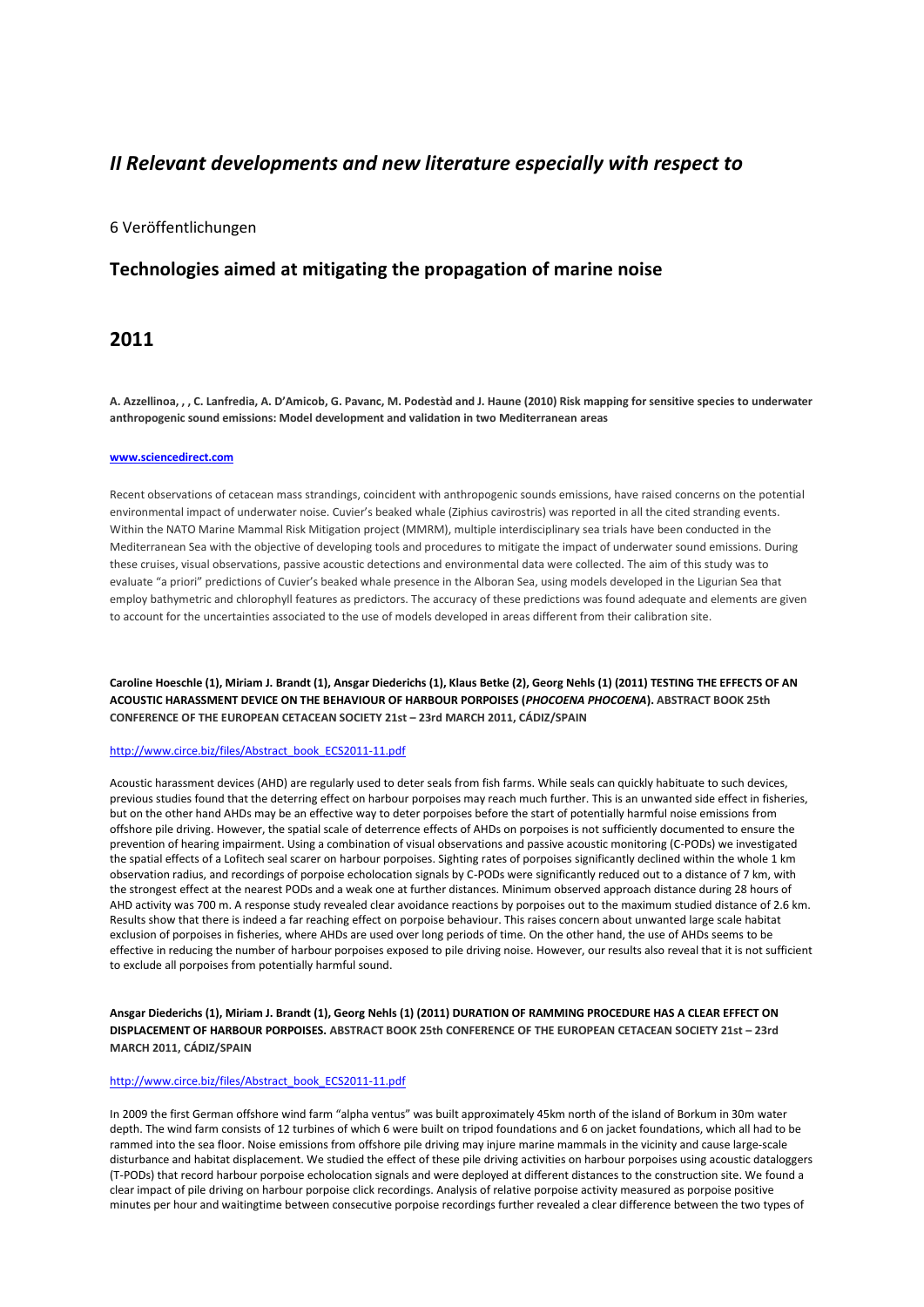# *II Relevant developments and new literature especially with respect to*

6 Veröffentlichungen

## Technologies aimed at mitigating the propagation of marine noise

## 2011

**A. Azzellinoa, , , C. Lanfredia, A. D'Amicob, G. Pavanc, M. Podestàd and J. Haune (2010) Risk mapping for sensitive species to underwater anthropogenic sound emissions: Model development and validation in two Mediterranean areas**

**[www.sciencedirect.com](www.sciencedirect.com)**

Recent observations of cetacean mass strandings, coincident with anthropogenic sounds emissions, have raised concerns on the potential environmental impact of underwater noise. Cuvier's beaked whale (Ziphius cavirostris) was reported in all the cited stranding events. Within the NATO Marine Mammal Risk Mitigation project (MMRM), multiple interdisciplinary sea trials have been conducted in the Mediterranean Sea with the objective of developing tools and procedures to mitigate the impact of underwater sound emissions. During these cruises, visual observations, passive acoustic detections and environmental data were collected. The aim of this study was to evaluate "a priori" predictions of Cuvier's beaked whale presence in the Alboran Sea, using models developed in the Ligurian Sea that employ bathymetric and chlorophyll features as predictors. The accuracy of these predictions was found adequate and elements are given to account for the uncertainties associated to the use of models developed in areas different from their calibration site.

**Caroline Hoeschle (1), Miriam J. Brandt (1), Ansgar Diederichs (1), Klaus Betke (2), Georg Nehls (1) (2011) TESTING THE EFFECTS OF AN ACOUSTIC HARASSMENT DEVICE ON THE BEHAVIOUR OF HARBOUR PORPOISES (*PHOCOENA PHOCOENA*). ABSTRACT BOOK 25th CONFERENCE OF THE EUROPEAN CETACEAN SOCIETY 21st – 23rd MARCH 2011, CÁDIZ/SPAIN**

[http://www.circe.biz/files/Abstract_book_ECS2011-11.pdf](http://www.circe.biz/files/Abstract_book_ECS2011-11.pdf)

Acoustic harassment devices (AHD) are regularly used to deter seals from fish farms. While seals can quickly habituate to such devices, previous studies found that the deterring effect on harbour porpoises may reach much further. This is an unwanted side effect in fisheries, but on the other hand AHDs may be an effective way to deter porpoises before the start of potentially harmful noise emissions from offshore pile driving. However, the spatial scale of deterrence effects of AHDs on porpoises is not sufficiently documented to ensure the prevention of hearing impairment. Using a combination of visual observations and passive acoustic monitoring (C-PODs) we investigated the spatial effects of a Lofitech seal scarer on harbour porpoises. Sighting rates of porpoises significantly declined within the whole 1 km observation radius, and recordings of porpoise echolocation signals by C-PODs were significantly reduced out to a distance of 7 km, with the strongest effect at the nearest PODs and a weak one at further distances. Minimum observed approach distance during 28 hours of AHD activity was 700 m. A response study revealed clear avoidance reactions by porpoises out to the maximum studied distance of 2.6 km. Results show that there is indeed a far reaching effect on porpoise behaviour. This raises concern about unwanted large scale habitat exclusion of porpoises in fisheries, where AHDs are used over long periods of time. On the other hand, the use of AHDs seems to be effective in reducing the number of harbour porpoises exposed to pile driving noise. However, our results also reveal that it is not sufficient to exclude all porpoises from potentially harmful sound.

**Ansgar Diederichs (1), Miriam J. Brandt (1), Georg Nehls (1) (2011) DURATION OF RAMMING PROCEDURE HAS A CLEAR EFFECT ON DISPLACEMENT OF HARBOUR PORPOISES. ABSTRACT BOOK 25th CONFERENCE OF THE EUROPEAN CETACEAN SOCIETY 21st – 23rd MARCH 2011, CÁDIZ/SPAIN**

[http://www.circe.biz/files/Abstract_book_ECS2011-11.pdf](http://www.circe.biz/files/Abstract_book_ECS2011-11.pdf)

In 2009 the first German offshore wind farm "alpha ventus" was built approximately 45km north of the island of Borkum in 30m water depth. The wind farm consists of 12 turbines of which 6 were built on tripod foundations and 6 on jacket foundations, which all had to be rammed into the sea floor. Noise emissions from offshore pile driving may injure marine mammals in the vicinity and cause large-scale disturbance and habitat displacement. We studied the effect of these pile driving activities on harbour porpoises using acoustic dataloggers (T-PODs) that record harbour porpoise echolocation signals and were deployed at different distances to the construction site. We found a clear impact of pile driving on harbour porpoise click recordings. Analysis of relative porpoise activity measured as porpoise positive minutes per hour and waitingtime between consecutive porpoise recordings further revealed a clear difference between the two types of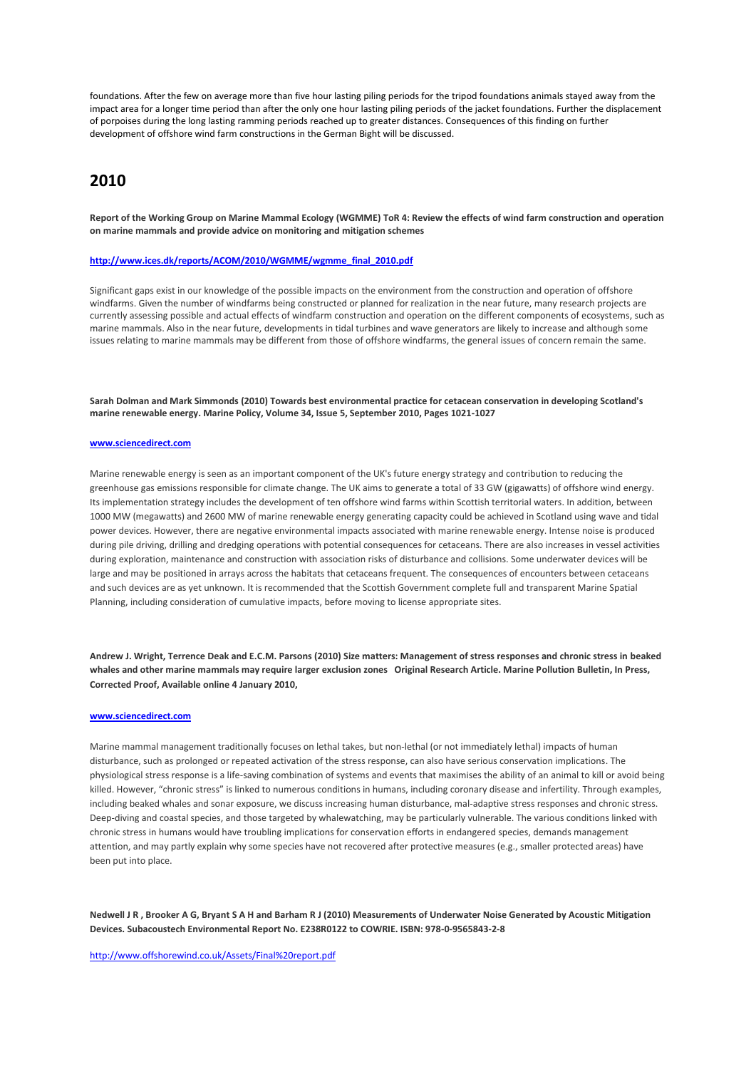foundations. After the few on average more than five hour lasting piling periods for the tripod foundations animals stayed away from the impact area for a longer time period than after the only one hour lasting piling periods of the jacket foundations. Further the displacement of porpoises during the long lasting ramming periods reached up to greater distances. Consequences of this finding on further development of offshore wind farm constructions in the German Bight will be discussed.

## 2010

**Report of the Working Group on Marine Mammal Ecology (WGMME) ToR 4: Review the effects of wind farm construction and operation on marine mammals and provide advice on monitoring and mitigation schemes**

**http://www.ices.dk/reports/ACOM/2010/WGMME/wgmme_final_2010.pdf**

Significant gaps exist in our knowledge of the possible impacts on the environment from the construction and operation of offshore windfarms. Given the number of windfarms being constructed or planned for realization in the near future, many research projects are currently assessing possible and actual effects of windfarm construction and operation on the different components of ecosystems, such as marine mammals. Also in the near future, developments in tidal turbines and wave generators are likely to increase and although some issues relating to marine mammals may be different from those of offshore windfarms, the general issues of concern remain the same.

**Sarah Dolman and Mark Simmonds (2010) Towards best environmental practice for cetacean conservation in developing Scotland's marine renewable energy. Marine Policy, Volume 34, Issue 5, September 2010, Pages 1021-1027**

**www.sciencedirect.com**

Marine renewable energy is seen as an important component of the UK's future energy strategy and contribution to reducing the greenhouse gas emissions responsible for climate change. The UK aims to generate a total of 33 GW (gigawatts) of offshore wind energy. Its implementation strategy includes the development of ten offshore wind farms within Scottish territorial waters. In addition, between 1000 MW (megawatts) and 2600 MW of marine renewable energy generating capacity could be achieved in Scotland using wave and tidal power devices. However, there are negative environmental impacts associated with marine renewable energy. Intense noise is produced during pile driving, drilling and dredging operations with potential consequences for cetaceans. There are also increases in vessel activities during exploration, maintenance and construction with association risks of disturbance and collisions. Some underwater devices will be large and may be positioned in arrays across the habitats that cetaceans frequent. The consequences of encounters between cetaceans and such devices are as yet unknown. It is recommended that the Scottish Government complete full and transparent Marine Spatial Planning, including consideration of cumulative impacts, before moving to license appropriate sites.

**Andrew J. Wright, Terrence Deak and E.C.M. Parsons (2010) Size matters: Management of stress responses and chronic stress in beaked whales and other marine mammals may require larger exclusion zones Original Research Article. Marine Pollution Bulletin, In Press, Corrected Proof, Available online 4 January 2010,**

**www.sciencedirect.com**

Marine mammal management traditionally focuses on lethal takes, but non-lethal (or not immediately lethal) impacts of human disturbance, such as prolonged or repeated activation of the stress response, can also have serious conservation implications. The physiological stress response is a life-saving combination of systems and events that maximises the ability of an animal to kill or avoid being killed. However, "chronic stress" is linked to numerous conditions in humans, including coronary disease and infertility. Through examples, including beaked whales and sonar exposure, we discuss increasing human disturbance, mal-adaptive stress responses and chronic stress. Deep-diving and coastal species, and those targeted by whalewatching, may be particularly vulnerable. The various conditions linked with chronic stress in humans would have troubling implications for conservation efforts in endangered species, demands management attention, and may partly explain why some species have not recovered after protective measures (e.g., smaller protected areas) have been put into place.

**Nedwell J R , Brooker A G, Bryant S A H and Barham R J (2010) Measurements of Underwater Noise Generated by Acoustic Mitigation Devices. Subacoustech Environmental Report No. E238R0122 to COWRIE. ISBN: 978-0-9565843-2-8**

http://www.offshorewind.co.uk/Assets/Final%20report.pdf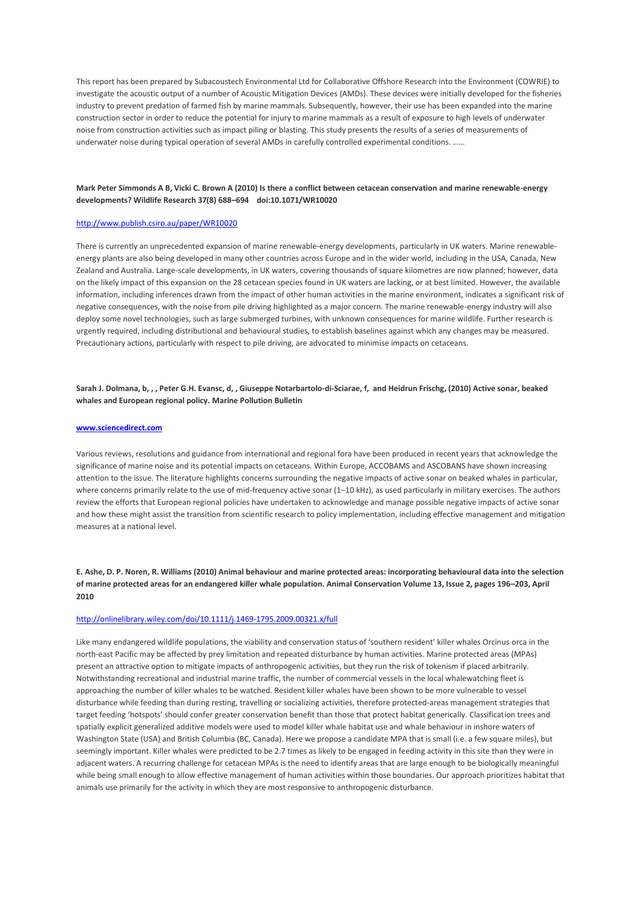This report has been prepared by Subacoustech Environmental Ltd for Collaborative Offshore Research into the Environment (COWRIE) to investigate the acoustic output of a number of Acoustic Mitigation Devices (AMDs). These devices were initially developed for the fisheries industry to prevent predation of farmed fish by marine mammals. Subsequently, however, their use has been expanded into the marine construction sector in order to reduce the potential for injury to marine mammals as a result of exposure to high levels of underwater noise from construction activities such as impact piling or blasting. This study presents the results of a series of measurements of underwater noise during typical operation of several AMDs in carefully controlled experimental conditions. ……

**Mark Peter Simmonds A B, Vicki C. Brown A (2010) Is there a conflict between cetacean conservation and marine renewable-energy developments? Wildlife Research 37(8) 688–694 doi:10.1071/WR10020**

http://www.publish.csiro.au/paper/WR10020

There is currently an unprecedented expansion of marine renewable-energy developments, particularly in UK waters. Marine renewable-energy plants are also being developed in many other countries across Europe and in the wider world, including in the USA, Canada, New Zealand and Australia. Large-scale developments, in UK waters, covering thousands of square kilometres are now planned; however, data on the likely impact of this expansion on the 28 cetacean species found in UK waters are lacking, or at best limited. However, the available information, including inferences drawn from the impact of other human activities in the marine environment, indicates a significant risk of negative consequences, with the noise from pile driving highlighted as a major concern. The marine renewable-energy industry will also deploy some novel technologies, such as large submerged turbines, with unknown consequences for marine wildlife. Further research is urgently required, including distributional and behavioural studies, to establish baselines against which any changes may be measured. Precautionary actions, particularly with respect to pile driving, are advocated to minimise impacts on cetaceans.

**Sarah J. Dolmana, b, , , Peter G.H. Evansc, d, , Giuseppe Notarbartolo-di-Sciarae, f, and Heidrun Frischg, (2010) Active sonar, beaked whales and European regional policy. Marine Pollution Bulletin**

**www.sciencedirect.com**

Various reviews, resolutions and guidance from international and regional fora have been produced in recent years that acknowledge the significance of marine noise and its potential impacts on cetaceans. Within Europe, ACCOBAMS and ASCOBANS have shown increasing attention to the issue. The literature highlights concerns surrounding the negative impacts of active sonar on beaked whales in particular, where concerns primarily relate to the use of mid-frequency active sonar (1–10 kHz), as used particularly in military exercises. The authors review the efforts that European regional policies have undertaken to acknowledge and manage possible negative impacts of active sonar and how these might assist the transition from scientific research to policy implementation, including effective management and mitigation measures at a national level.

**E. Ashe, D. P. Noren, R. Williams (2010) Animal behaviour and marine protected areas: incorporating behavioural data into the selection of marine protected areas for an endangered killer whale population. Animal Conservation Volume 13, Issue 2, pages 196–203, April 2010**

http://onlinelibrary.wiley.com/doi/10.1111/j.1469-1795.2009.00321.x/full

Like many endangered wildlife populations, the viability and conservation status of 'southern resident' killer whales Orcinus orca in the north-east Pacific may be affected by prey limitation and repeated disturbance by human activities. Marine protected areas (MPAs) present an attractive option to mitigate impacts of anthropogenic activities, but they run the risk of tokenism if placed arbitrarily. Notwithstanding recreational and industrial marine traffic, the number of commercial vessels in the local whalewatching fleet is approaching the number of killer whales to be watched. Resident killer whales have been shown to be more vulnerable to vessel disturbance while feeding than during resting, travelling or socializing activities, therefore protected-areas management strategies that target feeding 'hotspots' should confer greater conservation benefit than those that protect habitat generically. Classification trees and spatially explicit generalized additive models were used to model killer whale habitat use and whale behaviour in inshore waters of Washington State (USA) and British Columbia (BC, Canada). Here we propose a candidate MPA that is small (i.e. a few square miles), but seemingly important. Killer whales were predicted to be 2.7 times as likely to be engaged in feeding activity in this site than they were in adjacent waters. A recurring challenge for cetacean MPAs is the need to identify areas that are large enough to be biologically meaningful while being small enough to allow effective management of human activities within those boundaries. Our approach prioritizes habitat that animals use primarily for the activity in which they are most responsive to anthropogenic disturbance.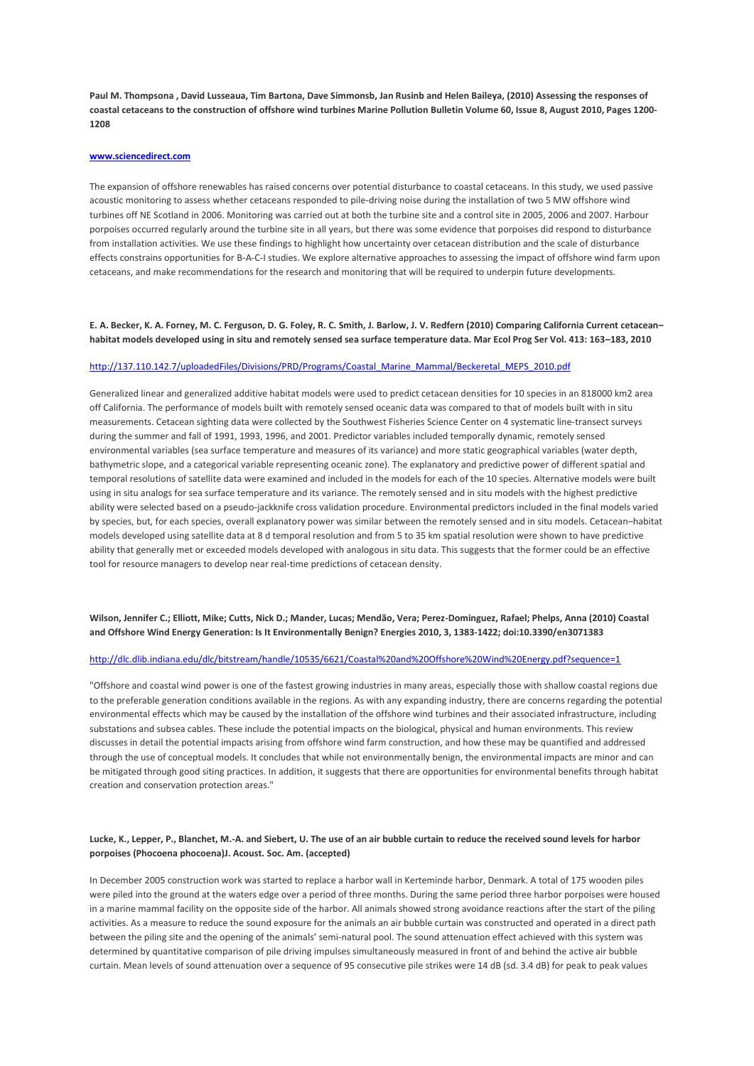**Paul M. Thompsona , David Lusseaua, Tim Bartona, Dave Simmonsb, Jan Rusinb and Helen Baileya, (2010) Assessing the responses of coastal cetaceans to the construction of offshore wind turbines Marine Pollution Bulletin Volume 60, Issue 8, August 2010, Pages 1200-1208**

[www.sciencedirect.com](www.sciencedirect.com)

The expansion of offshore renewables has raised concerns over potential disturbance to coastal cetaceans. In this study, we used passive acoustic monitoring to assess whether cetaceans responded to pile-driving noise during the installation of two 5 MW offshore wind turbines off NE Scotland in 2006. Monitoring was carried out at both the turbine site and a control site in 2005, 2006 and 2007. Harbour porpoises occurred regularly around the turbine site in all years, but there was some evidence that porpoises did respond to disturbance from installation activities. We use these findings to highlight how uncertainty over cetacean distribution and the scale of disturbance effects constrains opportunities for B-A-C-I studies. We explore alternative approaches to assessing the impact of offshore wind farm upon cetaceans, and make recommendations for the research and monitoring that will be required to underpin future developments.

**E. A. Becker, K. A. Forney, M. C. Ferguson, D. G. Foley, R. C. Smith, J. Barlow, J. V. Redfern (2010) Comparing California Current cetacean–habitat models developed using in situ and remotely sensed sea surface temperature data. Mar Ecol Prog Ser Vol. 413: 163–183, 2010**

[http://137.110.142.7/uploadedFiles/Divisions/PRD/Programs/Coastal_Marine_Mammal/Beckeretal_MEPS_2010.pdf](http://137.110.142.7/uploadedFiles/Divisions/PRD/Programs/Coastal_Marine_Mammal/Beckeretal_MEPS_2010.pdf)

Generalized linear and generalized additive habitat models were used to predict cetacean densities for 10 species in an 818000 km2 area off California. The performance of models built with remotely sensed oceanic data was compared to that of models built with in situ measurements. Cetacean sighting data were collected by the Southwest Fisheries Science Center on 4 systematic line-transect surveys during the summer and fall of 1991, 1993, 1996, and 2001. Predictor variables included temporally dynamic, remotely sensed environmental variables (sea surface temperature and measures of its variance) and more static geographical variables (water depth, bathymetric slope, and a categorical variable representing oceanic zone). The explanatory and predictive power of different spatial and temporal resolutions of satellite data were examined and included in the models for each of the 10 species. Alternative models were built using in situ analogs for sea surface temperature and its variance. The remotely sensed and in situ models with the highest predictive ability were selected based on a pseudo-jackknife cross validation procedure. Environmental predictors included in the final models varied by species, but, for each species, overall explanatory power was similar between the remotely sensed and in situ models. Cetacean–habitat models developed using satellite data at 8 d temporal resolution and from 5 to 35 km spatial resolution were shown to have predictive ability that generally met or exceeded models developed with analogous in situ data. This suggests that the former could be an effective tool for resource managers to develop near real-time predictions of cetacean density.

**Wilson, Jennifer C.; Elliott, Mike; Cutts, Nick D.; Mander, Lucas; Mendão, Vera; Perez-Dominguez, Rafael; Phelps, Anna (2010) Coastal and Offshore Wind Energy Generation: Is It Environmentally Benign? Energies 2010, 3, 1383-1422; doi:10.3390/en3071383**

[http://dlc.dlib.indiana.edu/dlc/bitstream/handle/10535/6621/Coastal%20and%20Offshore%20Wind%20Energy.pdf?sequence=1](http://dlc.dlib.indiana.edu/dlc/bitstream/handle/10535/6621/Coastal%20and%20Offshore%20Wind%20Energy.pdf?sequence=1)

"Offshore and coastal wind power is one of the fastest growing industries in many areas, especially those with shallow coastal regions due to the preferable generation conditions available in the regions. As with any expanding industry, there are concerns regarding the potential environmental effects which may be caused by the installation of the offshore wind turbines and their associated infrastructure, including substations and subsea cables. These include the potential impacts on the biological, physical and human environments. This review discusses in detail the potential impacts arising from offshore wind farm construction, and how these may be quantified and addressed through the use of conceptual models. It concludes that while not environmentally benign, the environmental impacts are minor and can be mitigated through good siting practices. In addition, it suggests that there are opportunities for environmental benefits through habitat creation and conservation protection areas."

**Lucke, K., Lepper, P., Blanchet, M.-A. and Siebert, U. The use of an air bubble curtain to reduce the received sound levels for harbor porpoises (Phocoena phocoena)J. Acoust. Soc. Am. (accepted)**

In December 2005 construction work was started to replace a harbor wall in Kerteminde harbor, Denmark. A total of 175 wooden piles were piled into the ground at the waters edge over a period of three months. During the same period three harbor porpoises were housed in a marine mammal facility on the opposite side of the harbor. All animals showed strong avoidance reactions after the start of the piling activities. As a measure to reduce the sound exposure for the animals an air bubble curtain was constructed and operated in a direct path between the piling site and the opening of the animals' semi-natural pool. The sound attenuation effect achieved with this system was determined by quantitative comparison of pile driving impulses simultaneously measured in front of and behind the active air bubble curtain. Mean levels of sound attenuation over a sequence of 95 consecutive pile strikes were 14 dB (sd. 3.4 dB) for peak to peak values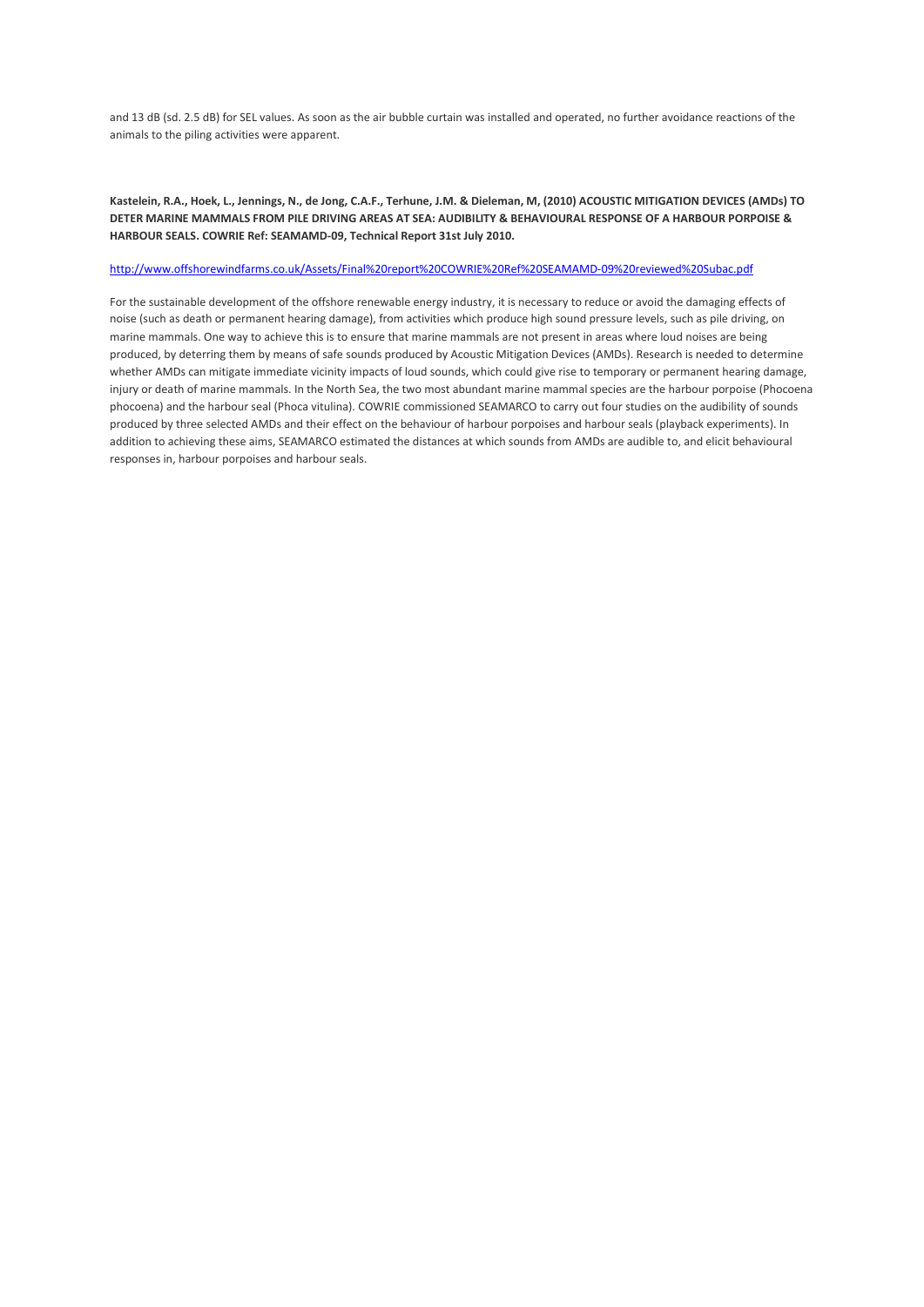and 13 dB (sd. 2.5 dB) for SEL values. As soon as the air bubble curtain was installed and operated, no further avoidance reactions of the animals to the piling activities were apparent.

**Kastelein, R.A., Hoek, L., Jennings, N., de Jong, C.A.F., Terhune, J.M. & Dieleman, M, (2010) ACOUSTIC MITIGATION DEVICES (AMDs) TO DETER MARINE MAMMALS FROM PILE DRIVING AREAS AT SEA: AUDIBILITY & BEHAVIOURAL RESPONSE OF A HARBOUR PORPOISE & HARBOUR SEALS. COWRIE Ref: SEAMAMD-09, Technical Report 31st July 2010.**

http://www.offshorewindfarms.co.uk/Assets/Final%20report%20COWRIE%20Ref%20SEAMAMD-09%20reviewed%20Subac.pdf

For the sustainable development of the offshore renewable energy industry, it is necessary to reduce or avoid the damaging effects of noise (such as death or permanent hearing damage), from activities which produce high sound pressure levels, such as pile driving, on marine mammals. One way to achieve this is to ensure that marine mammals are not present in areas where loud noises are being produced, by deterring them by means of safe sounds produced by Acoustic Mitigation Devices (AMDs). Research is needed to determine whether AMDs can mitigate immediate vicinity impacts of loud sounds, which could give rise to temporary or permanent hearing damage, injury or death of marine mammals. In the North Sea, the two most abundant marine mammal species are the harbour porpoise (Phocoena phocoena) and the harbour seal (Phoca vitulina). COWRIE commissioned SEAMARCO to carry out four studies on the audibility of sounds produced by three selected AMDs and their effect on the behaviour of harbour porpoises and harbour seals (playback experiments). In addition to achieving these aims, SEAMARCO estimated the distances at which sounds from AMDs are audible to, and elicit behavioural responses in, harbour porpoises and harbour seals.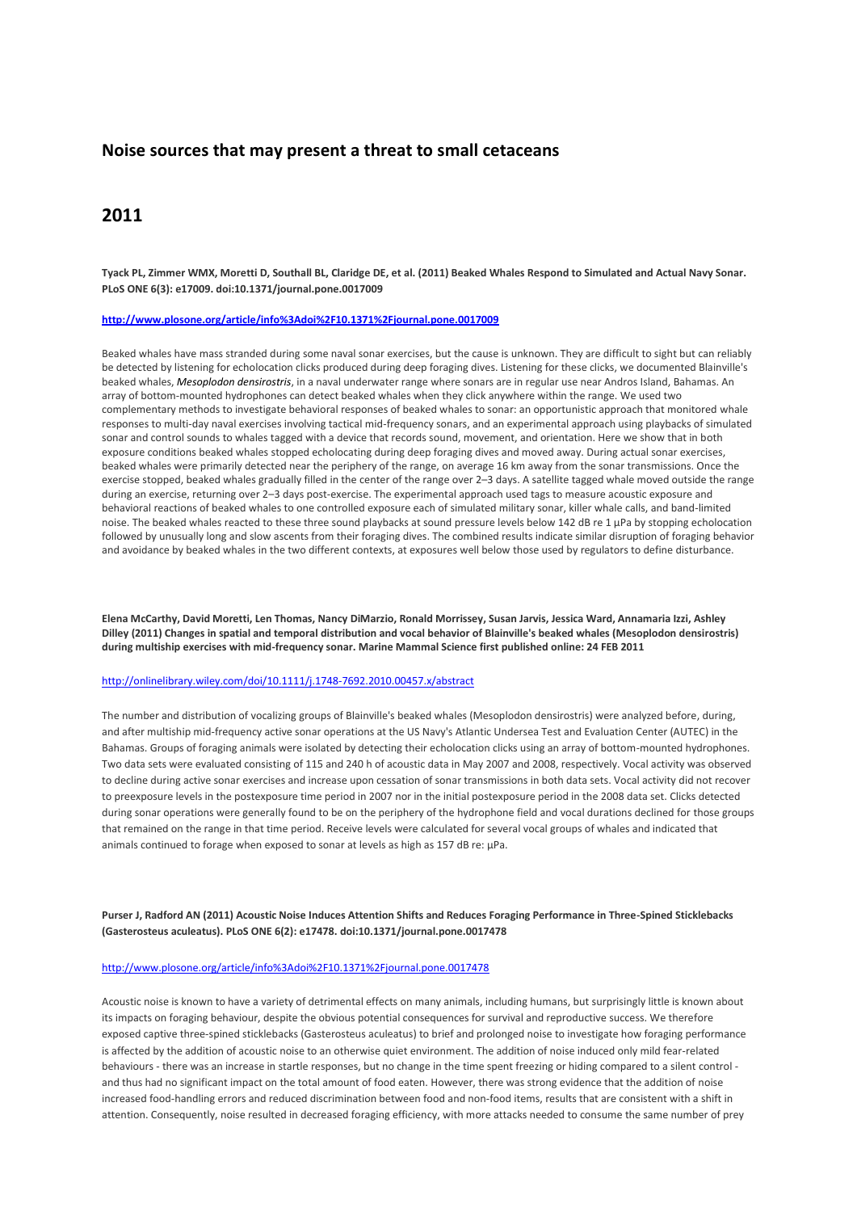## Noise sources that may present a threat to small cetaceans

## 2011

**Tyack PL, Zimmer WMX, Moretti D, Southall BL, Claridge DE, et al. (2011) Beaked Whales Respond to Simulated and Actual Navy Sonar. PLoS ONE 6(3): e17009. doi:10.1371/journal.pone.0017009**

**http://www.plosone.org/article/info%3Adoi%2F10.1371%2Fjournal.pone.0017009**

Beaked whales have mass stranded during some naval sonar exercises, but the cause is unknown. They are difficult to sight but can reliably be detected by listening for echolocation clicks produced during deep foraging dives. Listening for these clicks, we documented Blainville's beaked whales, *Mesoplodon densirostris*, in a naval underwater range where sonars are in regular use near Andros Island, Bahamas. An array of bottom-mounted hydrophones can detect beaked whales when they click anywhere within the range. We used two complementary methods to investigate behavioral responses of beaked whales to sonar: an opportunistic approach that monitored whale responses to multi-day naval exercises involving tactical mid-frequency sonars, and an experimental approach using playbacks of simulated sonar and control sounds to whales tagged with a device that records sound, movement, and orientation. Here we show that in both exposure conditions beaked whales stopped echolocating during deep foraging dives and moved away. During actual sonar exercises, beaked whales were primarily detected near the periphery of the range, on average 16 km away from the sonar transmissions. Once the exercise stopped, beaked whales gradually filled in the center of the range over 2–3 days. A satellite tagged whale moved outside the range during an exercise, returning over 2–3 days post-exercise. The experimental approach used tags to measure acoustic exposure and behavioral reactions of beaked whales to one controlled exposure each of simulated military sonar, killer whale calls, and band-limited noise. The beaked whales reacted to these three sound playbacks at sound pressure levels below 142 dB re 1 µPa by stopping echolocation followed by unusually long and slow ascents from their foraging dives. The combined results indicate similar disruption of foraging behavior and avoidance by beaked whales in the two different contexts, at exposures well below those used by regulators to define disturbance.

**Elena McCarthy, David Moretti, Len Thomas, Nancy DiMarzio, Ronald Morrissey, Susan Jarvis, Jessica Ward, Annamaria Izzi, Ashley Dilley (2011) Changes in spatial and temporal distribution and vocal behavior of Blainville's beaked whales (Mesoplodon densirostris) during multiship exercises with mid-frequency sonar. Marine Mammal Science first published online: 24 FEB 2011**

http://onlinelibrary.wiley.com/doi/10.1111/j.1748-7692.2010.00457.x/abstract

The number and distribution of vocalizing groups of Blainville's beaked whales (Mesoplodon densirostris) were analyzed before, during, and after multiship mid-frequency active sonar operations at the US Navy's Atlantic Undersea Test and Evaluation Center (AUTEC) in the Bahamas. Groups of foraging animals were isolated by detecting their echolocation clicks using an array of bottom-mounted hydrophones. Two data sets were evaluated consisting of 115 and 240 h of acoustic data in May 2007 and 2008, respectively. Vocal activity was observed to decline during active sonar exercises and increase upon cessation of sonar transmissions in both data sets. Vocal activity did not recover to preexposure levels in the postexposure time period in 2007 nor in the initial postexposure period in the 2008 data set. Clicks detected during sonar operations were generally found to be on the periphery of the hydrophone field and vocal durations declined for those groups that remained on the range in that time period. Receive levels were calculated for several vocal groups of whales and indicated that animals continued to forage when exposed to sonar at levels as high as 157 dB re: µPa.

**Purser J, Radford AN (2011) Acoustic Noise Induces Attention Shifts and Reduces Foraging Performance in Three-Spined Sticklebacks (Gasterosteus aculeatus). PLoS ONE 6(2): e17478. doi:10.1371/journal.pone.0017478**

http://www.plosone.org/article/info%3Adoi%2F10.1371%2Fjournal.pone.0017478

Acoustic noise is known to have a variety of detrimental effects on many animals, including humans, but surprisingly little is known about its impacts on foraging behaviour, despite the obvious potential consequences for survival and reproductive success. We therefore exposed captive three-spined sticklebacks (Gasterosteus aculeatus) to brief and prolonged noise to investigate how foraging performance is affected by the addition of acoustic noise to an otherwise quiet environment. The addition of noise induced only mild fear-related behaviours - there was an increase in startle responses, but no change in the time spent freezing or hiding compared to a silent control - and thus had no significant impact on the total amount of food eaten. However, there was strong evidence that the addition of noise increased food-handling errors and reduced discrimination between food and non-food items, results that are consistent with a shift in attention. Consequently, noise resulted in decreased foraging efficiency, with more attacks needed to consume the same number of prey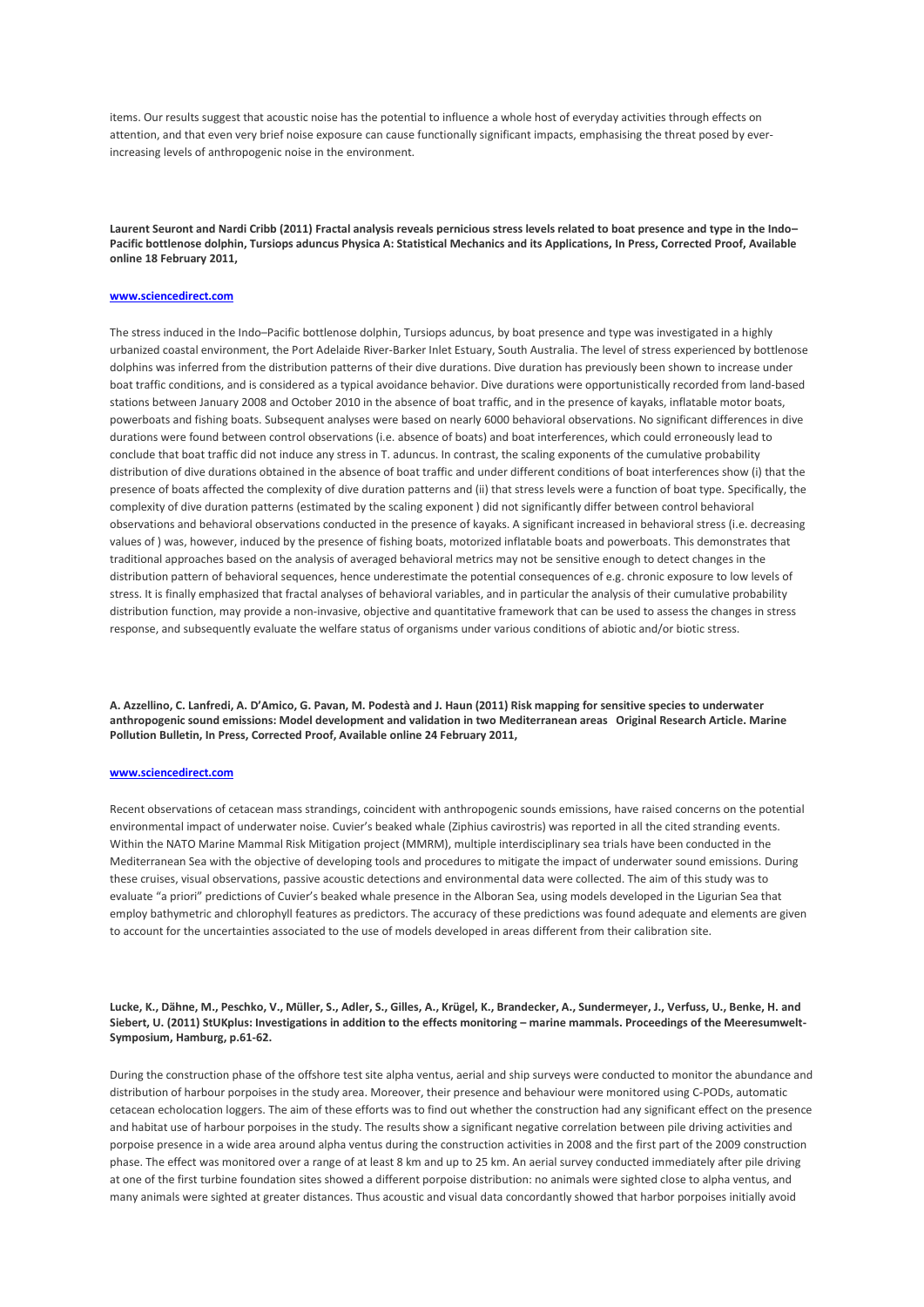items. Our results suggest that acoustic noise has the potential to influence a whole host of everyday activities through effects on attention, and that even very brief noise exposure can cause functionally significant impacts, emphasising the threat posed by ever-increasing levels of anthropogenic noise in the environment.

**Laurent Seuront and Nardi Cribb (2011) Fractal analysis reveals pernicious stress levels related to boat presence and type in the Indo–Pacific bottlenose dolphin, Tursiops aduncus Physica A: Statistical Mechanics and its Applications, In Press, Corrected Proof, Available online 18 February 2011,**

**www.sciencedirect.com**

The stress induced in the Indo–Pacific bottlenose dolphin, Tursiops aduncus, by boat presence and type was investigated in a highly urbanized coastal environment, the Port Adelaide River-Barker Inlet Estuary, South Australia. The level of stress experienced by bottlenose dolphins was inferred from the distribution patterns of their dive durations. Dive duration has previously been shown to increase under boat traffic conditions, and is considered as a typical avoidance behavior. Dive durations were opportunistically recorded from land-based stations between January 2008 and October 2010 in the absence of boat traffic, and in the presence of kayaks, inflatable motor boats, powerboats and fishing boats. Subsequent analyses were based on nearly 6000 behavioral observations. No significant differences in dive durations were found between control observations (i.e. absence of boats) and boat interferences, which could erroneously lead to conclude that boat traffic did not induce any stress in T. aduncus. In contrast, the scaling exponents of the cumulative probability distribution of dive durations obtained in the absence of boat traffic and under different conditions of boat interferences show (i) that the presence of boats affected the complexity of dive duration patterns and (ii) that stress levels were a function of boat type. Specifically, the complexity of dive duration patterns (estimated by the scaling exponent ) did not significantly differ between control behavioral observations and behavioral observations conducted in the presence of kayaks. A significant increased in behavioral stress (i.e. decreasing values of ) was, however, induced by the presence of fishing boats, motorized inflatable boats and powerboats. This demonstrates that traditional approaches based on the analysis of averaged behavioral metrics may not be sensitive enough to detect changes in the distribution pattern of behavioral sequences, hence underestimate the potential consequences of e.g. chronic exposure to low levels of stress. It is finally emphasized that fractal analyses of behavioral variables, and in particular the analysis of their cumulative probability distribution function, may provide a non-invasive, objective and quantitative framework that can be used to assess the changes in stress response, and subsequently evaluate the welfare status of organisms under various conditions of abiotic and/or biotic stress.

**A. Azzellino, C. Lanfredi, A. D'Amico, G. Pavan, M. Podestà and J. Haun (2011) Risk mapping for sensitive species to underwater anthropogenic sound emissions: Model development and validation in two Mediterranean areas Original Research Article. Marine Pollution Bulletin, In Press, Corrected Proof, Available online 24 February 2011,**

**www.sciencedirect.com**

Recent observations of cetacean mass strandings, coincident with anthropogenic sounds emissions, have raised concerns on the potential environmental impact of underwater noise. Cuvier's beaked whale (Ziphius cavirostris) was reported in all the cited stranding events. Within the NATO Marine Mammal Risk Mitigation project (MMRM), multiple interdisciplinary sea trials have been conducted in the Mediterranean Sea with the objective of developing tools and procedures to mitigate the impact of underwater sound emissions. During these cruises, visual observations, passive acoustic detections and environmental data were collected. The aim of this study was to evaluate "a priori" predictions of Cuvier's beaked whale presence in the Alboran Sea, using models developed in the Ligurian Sea that employ bathymetric and chlorophyll features as predictors. The accuracy of these predictions was found adequate and elements are given to account for the uncertainties associated to the use of models developed in areas different from their calibration site.

**Lucke, K., Dähne, M., Peschko, V., Müller, S., Adler, S., Gilles, A., Krügel, K., Brandecker, A., Sundermeyer, J., Verfuss, U., Benke, H. and Siebert, U. (2011) StUKplus: Investigations in addition to the effects monitoring – marine mammals. Proceedings of the Meeresumwelt-Symposium, Hamburg, p.61-62.**

During the construction phase of the offshore test site alpha ventus, aerial and ship surveys were conducted to monitor the abundance and distribution of harbour porpoises in the study area. Moreover, their presence and behaviour were monitored using C-PODs, automatic cetacean echolocation loggers. The aim of these efforts was to find out whether the construction had any significant effect on the presence and habitat use of harbour porpoises in the study. The results show a significant negative correlation between pile driving activities and porpoise presence in a wide area around alpha ventus during the construction activities in 2008 and the first part of the 2009 construction phase. The effect was monitored over a range of at least 8 km and up to 25 km. An aerial survey conducted immediately after pile driving at one of the first turbine foundation sites showed a different porpoise distribution: no animals were sighted close to alpha ventus, and many animals were sighted at greater distances. Thus acoustic and visual data concordantly showed that harbor porpoises initially avoid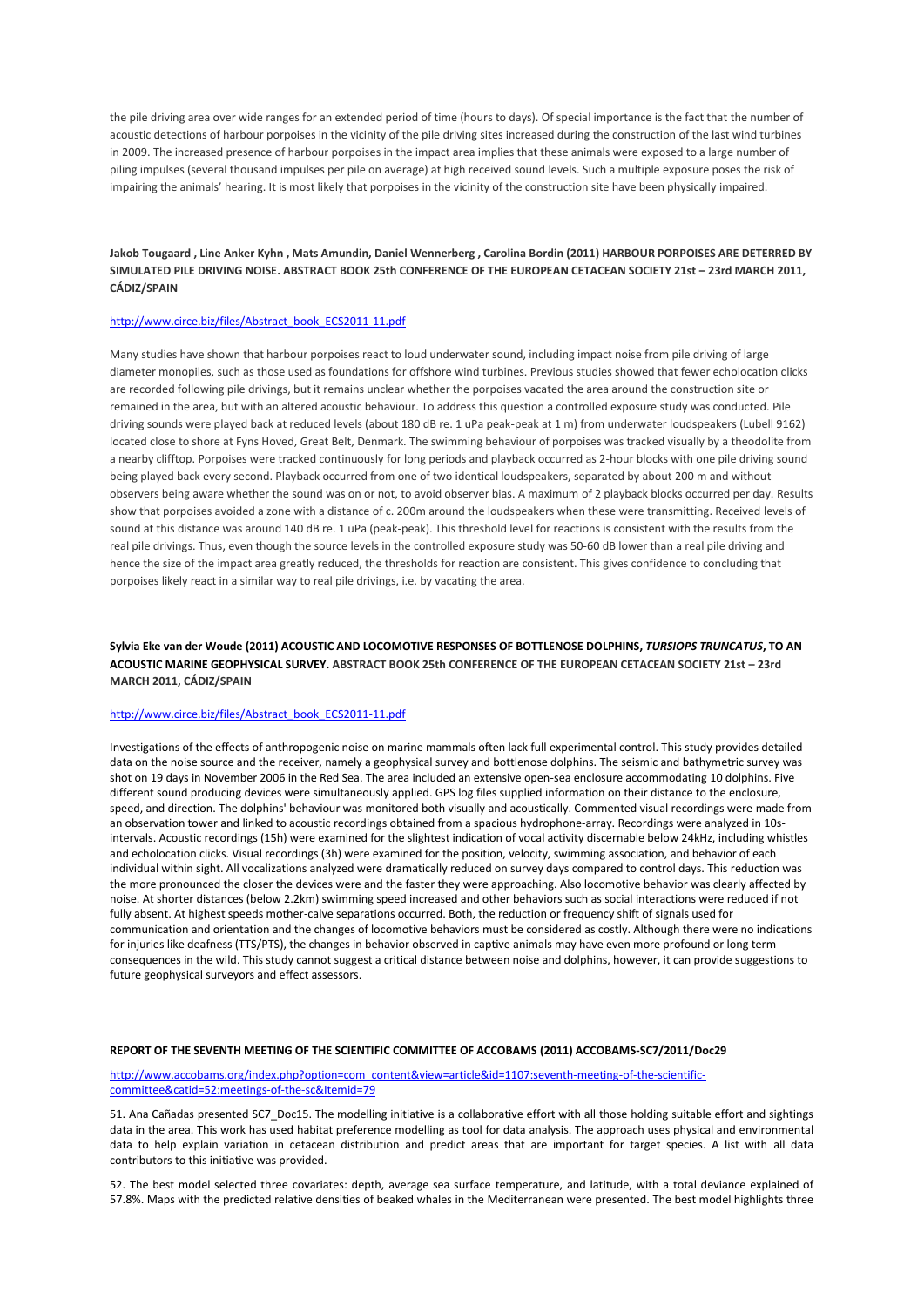the pile driving area over wide ranges for an extended period of time (hours to days). Of special importance is the fact that the number of acoustic detections of harbour porpoises in the vicinity of the pile driving sites increased during the construction of the last wind turbines in 2009. The increased presence of harbour porpoises in the impact area implies that these animals were exposed to a large number of piling impulses (several thousand impulses per pile on average) at high received sound levels. Such a multiple exposure poses the risk of impairing the animals' hearing. It is most likely that porpoises in the vicinity of the construction site have been physically impaired.

**Jakob Tougaard , Line Anker Kyhn , Mats Amundin, Daniel Wennerberg , Carolina Bordin (2011) HARBOUR PORPOISES ARE DETERRED BY SIMULATED PILE DRIVING NOISE. ABSTRACT BOOK 25th CONFERENCE OF THE EUROPEAN CETACEAN SOCIETY 21st – 23rd MARCH 2011, CÁDIZ/SPAIN**

http://www.circe.biz/files/Abstract_book_ECS2011-11.pdf

Many studies have shown that harbour porpoises react to loud underwater sound, including impact noise from pile driving of large diameter monopiles, such as those used as foundations for offshore wind turbines. Previous studies showed that fewer echolocation clicks are recorded following pile drivings, but it remains unclear whether the porpoises vacated the area around the construction site or remained in the area, but with an altered acoustic behaviour. To address this question a controlled exposure study was conducted. Pile driving sounds were played back at reduced levels (about 180 dB re. 1 uPa peak-peak at 1 m) from underwater loudspeakers (Lubell 9162) located close to shore at Fyns Hoved, Great Belt, Denmark. The swimming behaviour of porpoises was tracked visually by a theodolite from a nearby clifftop. Porpoises were tracked continuously for long periods and playback occurred as 2-hour blocks with one pile driving sound being played back every second. Playback occurred from one of two identical loudspeakers, separated by about 200 m and without observers being aware whether the sound was on or not, to avoid observer bias. A maximum of 2 playback blocks occurred per day. Results show that porpoises avoided a zone with a distance of c. 200m around the loudspeakers when these were transmitting. Received levels of sound at this distance was around 140 dB re. 1 uPa (peak-peak). This threshold level for reactions is consistent with the results from the real pile drivings. Thus, even though the source levels in the controlled exposure study was 50-60 dB lower than a real pile driving and hence the size of the impact area greatly reduced, the thresholds for reaction are consistent. This gives confidence to concluding that porpoises likely react in a similar way to real pile drivings, i.e. by vacating the area.

**Sylvia Eke van der Woude (2011) ACOUSTIC AND LOCOMOTIVE RESPONSES OF BOTTLENOSE DOLPHINS, *TURSIOPS TRUNCATUS*, TO AN ACOUSTIC MARINE GEOPHYSICAL SURVEY. ABSTRACT BOOK 25th CONFERENCE OF THE EUROPEAN CETACEAN SOCIETY 21st – 23rd MARCH 2011, CÁDIZ/SPAIN**

http://www.circe.biz/files/Abstract_book_ECS2011-11.pdf

Investigations of the effects of anthropogenic noise on marine mammals often lack full experimental control. This study provides detailed data on the noise source and the receiver, namely a geophysical survey and bottlenose dolphins. The seismic and bathymetric survey was shot on 19 days in November 2006 in the Red Sea. The area included an extensive open-sea enclosure accommodating 10 dolphins. Five different sound producing devices were simultaneously applied. GPS log files supplied information on their distance to the enclosure, speed, and direction. The dolphins' behaviour was monitored both visually and acoustically. Commented visual recordings were made from an observation tower and linked to acoustic recordings obtained from a spacious hydrophone-array. Recordings were analyzed in 10s-intervals. Acoustic recordings (15h) were examined for the slightest indication of vocal activity discernable below 24kHz, including whistles and echolocation clicks. Visual recordings (3h) were examined for the position, velocity, swimming association, and behavior of each individual within sight. All vocalizations analyzed were dramatically reduced on survey days compared to control days. This reduction was the more pronounced the closer the devices were and the faster they were approaching. Also locomotive behavior was clearly affected by noise. At shorter distances (below 2.2km) swimming speed increased and other behaviors such as social interactions were reduced if not fully absent. At highest speeds mother-calve separations occurred. Both, the reduction or frequency shift of signals used for communication and orientation and the changes of locomotive behaviors must be considered as costly. Although there were no indications for injuries like deafness (TTS/PTS), the changes in behavior observed in captive animals may have even more profound or long term consequences in the wild. This study cannot suggest a critical distance between noise and dolphins, however, it can provide suggestions to future geophysical surveyors and effect assessors.

**REPORT OF THE SEVENTH MEETING OF THE SCIENTIFIC COMMITTEE OF ACCOBAMS (2011) ACCOBAMS-SC7/2011/Doc29**

http://www.accobams.org/index.php?option=com_content&view=article&id=1107:seventh-meeting-of-the-scientific-committee&catid=52:meetings-of-the-sc&Itemid=79

51. Ana Cañadas presented SC7_Doc15. The modelling initiative is a collaborative effort with all those holding suitable effort and sightings data in the area. This work has used habitat preference modelling as tool for data analysis. The approach uses physical and environmental data to help explain variation in cetacean distribution and predict areas that are important for target species. A list with all data contributors to this initiative was provided.

52. The best model selected three covariates: depth, average sea surface temperature, and latitude, with a total deviance explained of 57.8%. Maps with the predicted relative densities of beaked whales in the Mediterranean were presented. The best model highlights three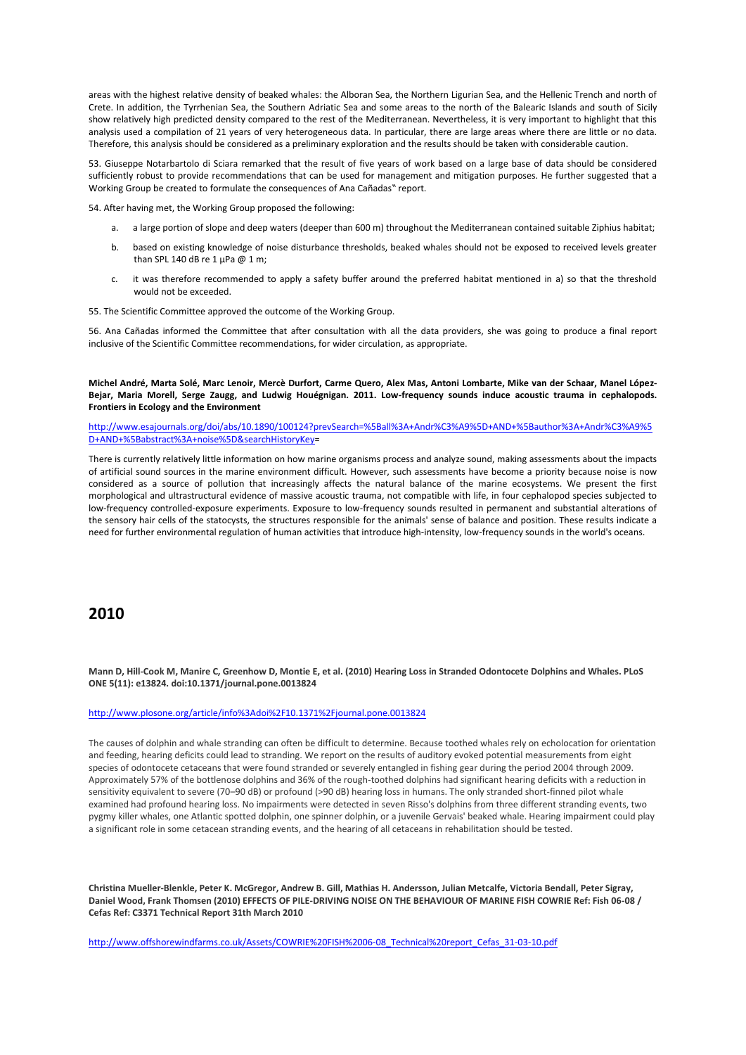areas with the highest relative density of beaked whales: the Alboran Sea, the Northern Ligurian Sea, and the Hellenic Trench and north of Crete. In addition, the Tyrrhenian Sea, the Southern Adriatic Sea and some areas to the north of the Balearic Islands and south of Sicily show relatively high predicted density compared to the rest of the Mediterranean. Nevertheless, it is very important to highlight that this analysis used a compilation of 21 years of very heterogeneous data. In particular, there are large areas where there are little or no data. Therefore, this analysis should be considered as a preliminary exploration and the results should be taken with considerable caution.

53. Giuseppe Notarbartolo di Sciara remarked that the result of five years of work based on a large base of data should be considered sufficiently robust to provide recommendations that can be used for management and mitigation purposes. He further suggested that a Working Group be created to formulate the consequences of Ana Cañadas" report.

54. After having met, the Working Group proposed the following:

a. a large portion of slope and deep waters (deeper than 600 m) throughout the Mediterranean contained suitable Ziphius habitat;

b. based on existing knowledge of noise disturbance thresholds, beaked whales should not be exposed to received levels greater than SPL 140 dB re 1 µPa @ 1 m;

c. it was therefore recommended to apply a safety buffer around the preferred habitat mentioned in a) so that the threshold would not be exceeded.

55. The Scientific Committee approved the outcome of the Working Group.

56. Ana Cañadas informed the Committee that after consultation with all the data providers, she was going to produce a final report inclusive of the Scientific Committee recommendations, for wider circulation, as appropriate.

**Michel André, Marta Solé, Marc Lenoir, Mercè Durfort, Carme Quero, Alex Mas, Antoni Lombarte, Mike van der Schaar, Manel López-Bejar, Maria Morell, Serge Zaugg, and Ludwig Houégnigan. 2011. Low-frequency sounds induce acoustic trauma in cephalopods. Frontiers in Ecology and the Environment**

http://www.esajournals.org/doi/abs/10.1890/100124?prevSearch=%5Ball%3A+Andr%C3%A9%5D+AND+%5Bauthor%3A+Andr%C3%A9%5D+AND+%5Babstract%3A+noise%5D&searchHistoryKey=

There is currently relatively little information on how marine organisms process and analyze sound, making assessments about the impacts of artificial sound sources in the marine environment difficult. However, such assessments have become a priority because noise is now considered as a source of pollution that increasingly affects the natural balance of the marine ecosystems. We present the first morphological and ultrastructural evidence of massive acoustic trauma, not compatible with life, in four cephalopod species subjected to low-frequency controlled-exposure experiments. Exposure to low-frequency sounds resulted in permanent and substantial alterations of the sensory hair cells of the statocysts, the structures responsible for the animals' sense of balance and position. These results indicate a need for further environmental regulation of human activities that introduce high-intensity, low-frequency sounds in the world's oceans.

# 2010

**Mann D, Hill-Cook M, Manire C, Greenhow D, Montie E, et al. (2010) Hearing Loss in Stranded Odontocete Dolphins and Whales. PLoS ONE 5(11): e13824. doi:10.1371/journal.pone.0013824**

http://www.plosone.org/article/info%3Adoi%2F10.1371%2Fjournal.pone.0013824

The causes of dolphin and whale stranding can often be difficult to determine. Because toothed whales rely on echolocation for orientation and feeding, hearing deficits could lead to stranding. We report on the results of auditory evoked potential measurements from eight species of odontocete cetaceans that were found stranded or severely entangled in fishing gear during the period 2004 through 2009. Approximately 57% of the bottlenose dolphins and 36% of the rough-toothed dolphins had significant hearing deficits with a reduction in sensitivity equivalent to severe (70–90 dB) or profound (>90 dB) hearing loss in humans. The only stranded short-finned pilot whale examined had profound hearing loss. No impairments were detected in seven Risso's dolphins from three different stranding events, two pygmy killer whales, one Atlantic spotted dolphin, one spinner dolphin, or a juvenile Gervais' beaked whale. Hearing impairment could play a significant role in some cetacean stranding events, and the hearing of all cetaceans in rehabilitation should be tested.

**Christina Mueller-Blenkle, Peter K. McGregor, Andrew B. Gill, Mathias H. Andersson, Julian Metcalfe, Victoria Bendall, Peter Sigray, Daniel Wood, Frank Thomsen (2010) EFFECTS OF PILE-DRIVING NOISE ON THE BEHAVIOUR OF MARINE FISH COWRIE Ref: Fish 06-08 / Cefas Ref: C3371 Technical Report 31th March 2010**

http://www.offshorewindfarms.co.uk/Assets/COWRIE%20FISH%2006-08_Technical%20report_Cefas_31-03-10.pdf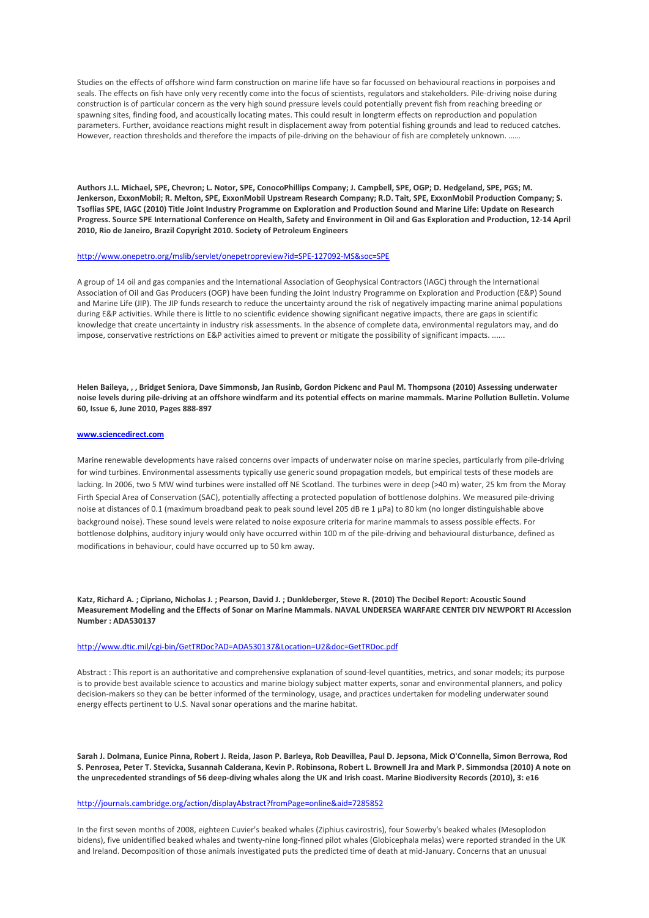Studies on the effects of offshore wind farm construction on marine life have so far focussed on behavioural reactions in porpoises and seals. The effects on fish have only very recently come into the focus of scientists, regulators and stakeholders. Pile-driving noise during construction is of particular concern as the very high sound pressure levels could potentially prevent fish from reaching breeding or spawning sites, finding food, and acoustically locating mates. This could result in longterm effects on reproduction and population parameters. Further, avoidance reactions might result in displacement away from potential fishing grounds and lead to reduced catches. However, reaction thresholds and therefore the impacts of pile-driving on the behaviour of fish are completely unknown. ……

**Authors J.L. Michael, SPE, Chevron; L. Notor, SPE, ConocoPhillips Company; J. Campbell, SPE, OGP; D. Hedgeland, SPE, PGS; M. Jenkerson, ExxonMobil; R. Melton, SPE, ExxonMobil Upstream Research Company; R.D. Tait, SPE, ExxonMobil Production Company; S. Tsoflias SPE, IAGC (2010) Title Joint Industry Programme on Exploration and Production Sound and Marine Life: Update on Research Progress. Source SPE International Conference on Health, Safety and Environment in Oil and Gas Exploration and Production, 12-14 April 2010, Rio de Janeiro, Brazil Copyright 2010. Society of Petroleum Engineers**

http://www.onepetro.org/mslib/servlet/onepetropreview?id=SPE-127092-MS&soc=SPE

A group of 14 oil and gas companies and the International Association of Geophysical Contractors (IAGC) through the International Association of Oil and Gas Producers (OGP) have been funding the Joint Industry Programme on Exploration and Production (E&P) Sound and Marine Life (JIP). The JIP funds research to reduce the uncertainty around the risk of negatively impacting marine animal populations during E&P activities. While there is little to no scientific evidence showing significant negative impacts, there are gaps in scientific knowledge that create uncertainty in industry risk assessments. In the absence of complete data, environmental regulators may, and do impose, conservative restrictions on E&P activities aimed to prevent or mitigate the possibility of significant impacts. ......

**Helen Baileya, , , Bridget Seniora, Dave Simmonsb, Jan Rusinb, Gordon Pickenc and Paul M. Thompsona (2010) Assessing underwater noise levels during pile-driving at an offshore windfarm and its potential effects on marine mammals. Marine Pollution Bulletin. Volume 60, Issue 6, June 2010, Pages 888-897**

**www.sciencedirect.com**

Marine renewable developments have raised concerns over impacts of underwater noise on marine species, particularly from pile-driving for wind turbines. Environmental assessments typically use generic sound propagation models, but empirical tests of these models are lacking. In 2006, two 5 MW wind turbines were installed off NE Scotland. The turbines were in deep (>40 m) water, 25 km from the Moray Firth Special Area of Conservation (SAC), potentially affecting a protected population of bottlenose dolphins. We measured pile-driving noise at distances of 0.1 (maximum broadband peak to peak sound level 205 dB re 1 µPa) to 80 km (no longer distinguishable above background noise). These sound levels were related to noise exposure criteria for marine mammals to assess possible effects. For bottlenose dolphins, auditory injury would only have occurred within 100 m of the pile-driving and behavioural disturbance, defined as modifications in behaviour, could have occurred up to 50 km away.

**Katz, Richard A. ; Cipriano, Nicholas J. ; Pearson, David J. ; Dunkleberger, Steve R. (2010) The Decibel Report: Acoustic Sound Measurement Modeling and the Effects of Sonar on Marine Mammals. NAVAL UNDERSEA WARFARE CENTER DIV NEWPORT RI Accession Number : ADA530137**

http://www.dtic.mil/cgi-bin/GetTRDoc?AD=ADA530137&Location=U2&doc=GetTRDoc.pdf

Abstract : This report is an authoritative and comprehensive explanation of sound-level quantities, metrics, and sonar models; its purpose is to provide best available science to acoustics and marine biology subject matter experts, sonar and environmental planners, and policy decision-makers so they can be better informed of the terminology, usage, and practices undertaken for modeling underwater sound energy effects pertinent to U.S. Naval sonar operations and the marine habitat.

**Sarah J. Dolmana, Eunice Pinna, Robert J. Reida, Jason P. Barleya, Rob Deavillea, Paul D. Jepsona, Mick O'Connella, Simon Berrowa, Rod S. Penrosea, Peter T. Stevicka, Susannah Calderana, Kevin P. Robinsona, Robert L. Brownell Jra and Mark P. Simmondsa (2010) A note on the unprecedented strandings of 56 deep-diving whales along the UK and Irish coast. Marine Biodiversity Records (2010), 3: e16**

http://journals.cambridge.org/action/displayAbstract?fromPage=online&aid=7285852

In the first seven months of 2008, eighteen Cuvier's beaked whales (Ziphius cavirostris), four Sowerby's beaked whales (Mesoplodon bidens), five unidentified beaked whales and twenty-nine long-finned pilot whales (Globicephala melas) were reported stranded in the UK and Ireland. Decomposition of those animals investigated puts the predicted time of death at mid-January. Concerns that an unusual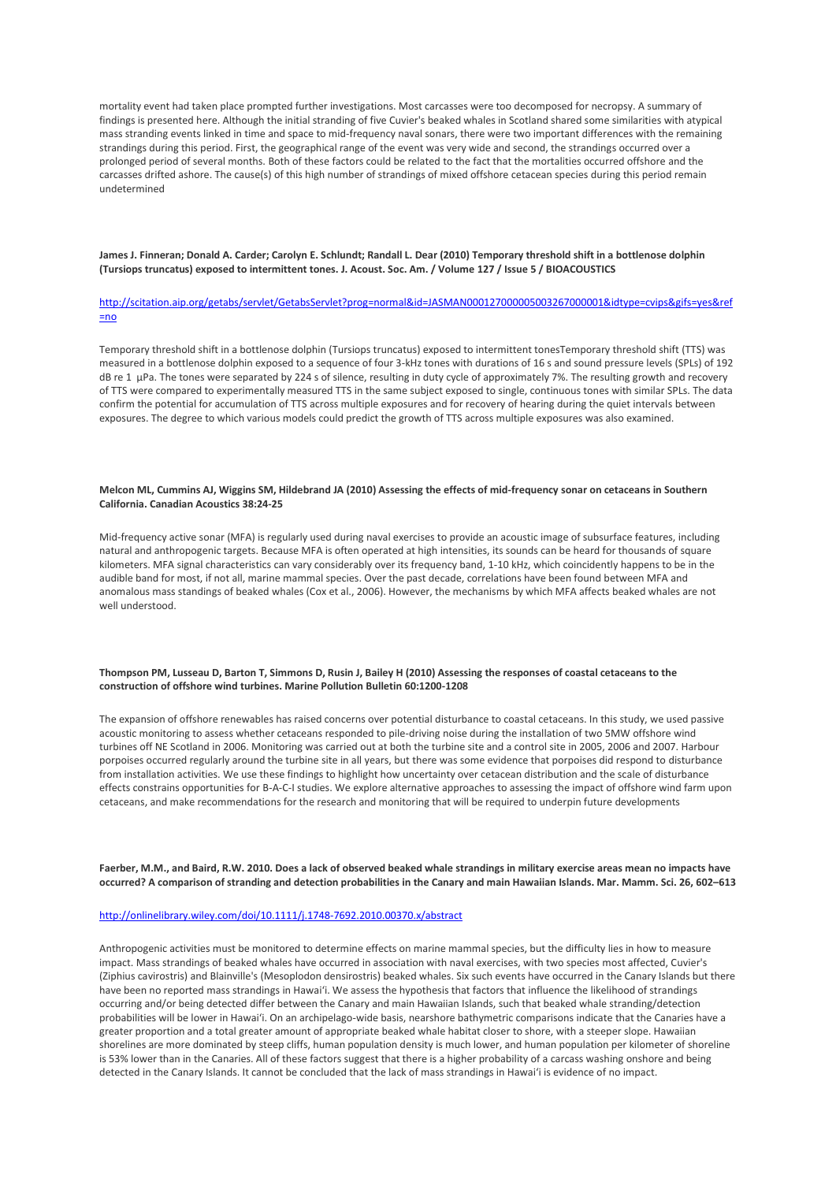mortality event had taken place prompted further investigations. Most carcasses were too decomposed for necropsy. A summary of findings is presented here. Although the initial stranding of five Cuvier's beaked whales in Scotland shared some similarities with atypical mass stranding events linked in time and space to mid-frequency naval sonars, there were two important differences with the remaining strandings during this period. First, the geographical range of the event was very wide and second, the strandings occurred over a prolonged period of several months. Both of these factors could be related to the fact that the mortalities occurred offshore and the carcasses drifted ashore. The cause(s) of this high number of strandings of mixed offshore cetacean species during this period remain undetermined

**James J. Finneran; Donald A. Carder; Carolyn E. Schlundt; Randall L. Dear (2010) Temporary threshold shift in a bottlenose dolphin (Tursiops truncatus) exposed to intermittent tones. J. Acoust. Soc. Am. / Volume 127 / Issue 5 / BIOACOUSTICS**

http://scitation.aip.org/getabs/servlet/GetabsServlet?prog=normal&id=JASMAN000127000005003267000001&idtype=cvips&gifs=yes&ref=no

Temporary threshold shift in a bottlenose dolphin (Tursiops truncatus) exposed to intermittent tonesTemporary threshold shift (TTS) was measured in a bottlenose dolphin exposed to a sequence of four 3-kHz tones with durations of 16 s and sound pressure levels (SPLs) of 192 dB re 1 µPa. The tones were separated by 224 s of silence, resulting in duty cycle of approximately 7%. The resulting growth and recovery of TTS were compared to experimentally measured TTS in the same subject exposed to single, continuous tones with similar SPLs. The data confirm the potential for accumulation of TTS across multiple exposures and for recovery of hearing during the quiet intervals between exposures. The degree to which various models could predict the growth of TTS across multiple exposures was also examined.

**Melcon ML, Cummins AJ, Wiggins SM, Hildebrand JA (2010) Assessing the effects of mid-frequency sonar on cetaceans in Southern California. Canadian Acoustics 38:24-25**

Mid-frequency active sonar (MFA) is regularly used during naval exercises to provide an acoustic image of subsurface features, including natural and anthropogenic targets. Because MFA is often operated at high intensities, its sounds can be heard for thousands of square kilometers. MFA signal characteristics can vary considerably over its frequency band, 1-10 kHz, which coincidently happens to be in the audible band for most, if not all, marine mammal species. Over the past decade, correlations have been found between MFA and anomalous mass standings of beaked whales (Cox et al., 2006). However, the mechanisms by which MFA affects beaked whales are not well understood.

**Thompson PM, Lusseau D, Barton T, Simmons D, Rusin J, Bailey H (2010) Assessing the responses of coastal cetaceans to the construction of offshore wind turbines. Marine Pollution Bulletin 60:1200-1208**

The expansion of offshore renewables has raised concerns over potential disturbance to coastal cetaceans. In this study, we used passive acoustic monitoring to assess whether cetaceans responded to pile-driving noise during the installation of two 5MW offshore wind turbines off NE Scotland in 2006. Monitoring was carried out at both the turbine site and a control site in 2005, 2006 and 2007. Harbour porpoises occurred regularly around the turbine site in all years, but there was some evidence that porpoises did respond to disturbance from installation activities. We use these findings to highlight how uncertainty over cetacean distribution and the scale of disturbance effects constrains opportunities for B-A-C-I studies. We explore alternative approaches to assessing the impact of offshore wind farm upon cetaceans, and make recommendations for the research and monitoring that will be required to underpin future developments

**Faerber, M.M., and Baird, R.W. 2010. Does a lack of observed beaked whale strandings in military exercise areas mean no impacts have occurred? A comparison of stranding and detection probabilities in the Canary and main Hawaiian Islands. Mar. Mamm. Sci. 26, 602–613**

http://onlinelibrary.wiley.com/doi/10.1111/j.1748-7692.2010.00370.x/abstract

Anthropogenic activities must be monitored to determine effects on marine mammal species, but the difficulty lies in how to measure impact. Mass strandings of beaked whales have occurred in association with naval exercises, with two species most affected, Cuvier's (Ziphius cavirostris) and Blainville's (Mesoplodon densirostris) beaked whales. Six such events have occurred in the Canary Islands but there have been no reported mass strandings in Hawai'i. We assess the hypothesis that factors that influence the likelihood of strandings occurring and/or being detected differ between the Canary and main Hawaiian Islands, such that beaked whale stranding/detection probabilities will be lower in Hawai'i. On an archipelago-wide basis, nearshore bathymetric comparisons indicate that the Canaries have a greater proportion and a total greater amount of appropriate beaked whale habitat closer to shore, with a steeper slope. Hawaiian shorelines are more dominated by steep cliffs, human population density is much lower, and human population per kilometer of shoreline is 53% lower than in the Canaries. All of these factors suggest that there is a higher probability of a carcass washing onshore and being detected in the Canary Islands. It cannot be concluded that the lack of mass strandings in Hawai'i is evidence of no impact.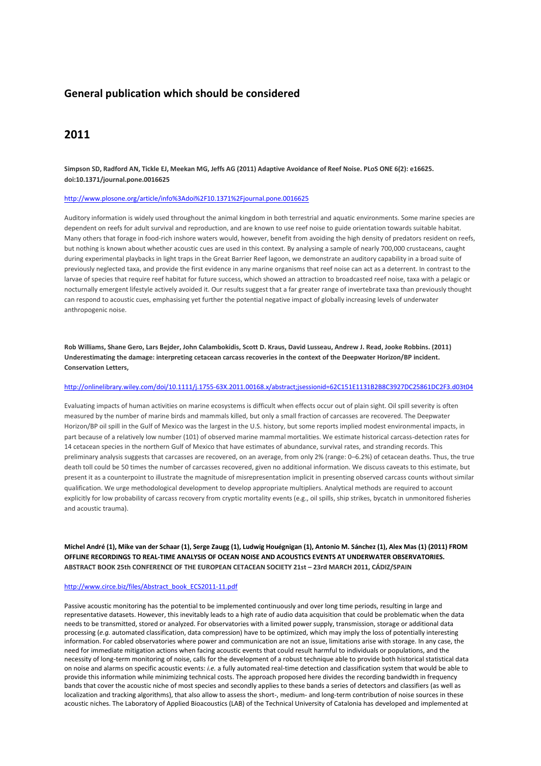## General publication which should be considered

## 2011

**Simpson SD, Radford AN, Tickle EJ, Meekan MG, Jeffs AG (2011) Adaptive Avoidance of Reef Noise. PLoS ONE 6(2): e16625. doi:10.1371/journal.pone.0016625**

http://www.plosone.org/article/info%3Adoi%2F10.1371%2Fjournal.pone.0016625

Auditory information is widely used throughout the animal kingdom in both terrestrial and aquatic environments. Some marine species are dependent on reefs for adult survival and reproduction, and are known to use reef noise to guide orientation towards suitable habitat. Many others that forage in food-rich inshore waters would, however, benefit from avoiding the high density of predators resident on reefs, but nothing is known about whether acoustic cues are used in this context. By analysing a sample of nearly 700,000 crustaceans, caught during experimental playbacks in light traps in the Great Barrier Reef lagoon, we demonstrate an auditory capability in a broad suite of previously neglected taxa, and provide the first evidence in any marine organisms that reef noise can act as a deterrent. In contrast to the larvae of species that require reef habitat for future success, which showed an attraction to broadcasted reef noise, taxa with a pelagic or nocturnally emergent lifestyle actively avoided it. Our results suggest that a far greater range of invertebrate taxa than previously thought can respond to acoustic cues, emphasising yet further the potential negative impact of globally increasing levels of underwater anthropogenic noise.

**Rob Williams, Shane Gero, Lars Bejder, John Calambokidis, Scott D. Kraus, David Lusseau, Andrew J. Read, Jooke Robbins. (2011) Underestimating the damage: interpreting cetacean carcass recoveries in the context of the Deepwater Horizon/BP incident. Conservation Letters,**

http://onlinelibrary.wiley.com/doi/10.1111/j.1755-63X.2011.00168.x/abstract;jsessionid=62C151E1131B2B8C3927DC25861DC2F3.d03t04

Evaluating impacts of human activities on marine ecosystems is difficult when effects occur out of plain sight. Oil spill severity is often measured by the number of marine birds and mammals killed, but only a small fraction of carcasses are recovered. The Deepwater Horizon/BP oil spill in the Gulf of Mexico was the largest in the U.S. history, but some reports implied modest environmental impacts, in part because of a relatively low number (101) of observed marine mammal mortalities. We estimate historical carcass-detection rates for 14 cetacean species in the northern Gulf of Mexico that have estimates of abundance, survival rates, and stranding records. This preliminary analysis suggests that carcasses are recovered, on an average, from only 2% (range: 0–6.2%) of cetacean deaths. Thus, the true death toll could be 50 times the number of carcasses recovered, given no additional information. We discuss caveats to this estimate, but present it as a counterpoint to illustrate the magnitude of misrepresentation implicit in presenting observed carcass counts without similar qualification. We urge methodological development to develop appropriate multipliers. Analytical methods are required to account explicitly for low probability of carcass recovery from cryptic mortality events (e.g., oil spills, ship strikes, bycatch in unmonitored fisheries and acoustic trauma).

**Michel André (1), Mike van der Schaar (1), Serge Zaugg (1), Ludwig Houégnigan (1), Antonio M. Sánchez (1), Alex Mas (1) (2011) FROM OFFLINE RECORDINGS TO REAL-TIME ANALYSIS OF OCEAN NOISE AND ACOUSTICS EVENTS AT UNDERWATER OBSERVATORIES. ABSTRACT BOOK 25th CONFERENCE OF THE EUROPEAN CETACEAN SOCIETY 21st – 23rd MARCH 2011, CÁDIZ/SPAIN**

http://www.circe.biz/files/Abstract_book_ECS2011-11.pdf

Passive acoustic monitoring has the potential to be implemented continuously and over long time periods, resulting in large and representative datasets. However, this inevitably leads to a high rate of audio data acquisition that could be problematic when the data needs to be transmitted, stored or analyzed. For observatories with a limited power supply, transmission, storage or additional data processing (*e.g.* automated classification, data compression) have to be optimized, which may imply the loss of potentially interesting information. For cabled observatories where power and communication are not an issue, limitations arise with storage. In any case, the need for immediate mitigation actions when facing acoustic events that could result harmful to individuals or populations, and the necessity of long-term monitoring of noise, calls for the development of a robust technique able to provide both historical statistical data on noise and alarms on specific acoustic events: *i.e.* a fully automated real-time detection and classification system that would be able to provide this information while minimizing technical costs. The approach proposed here divides the recording bandwidth in frequency bands that cover the acoustic niche of most species and secondly applies to these bands a series of detectors and classifiers (as well as localization and tracking algorithms), that also allow to assess the short-, medium- and long-term contribution of noise sources in these acoustic niches. The Laboratory of Applied Bioacoustics (LAB) of the Technical University of Catalonia has developed and implemented at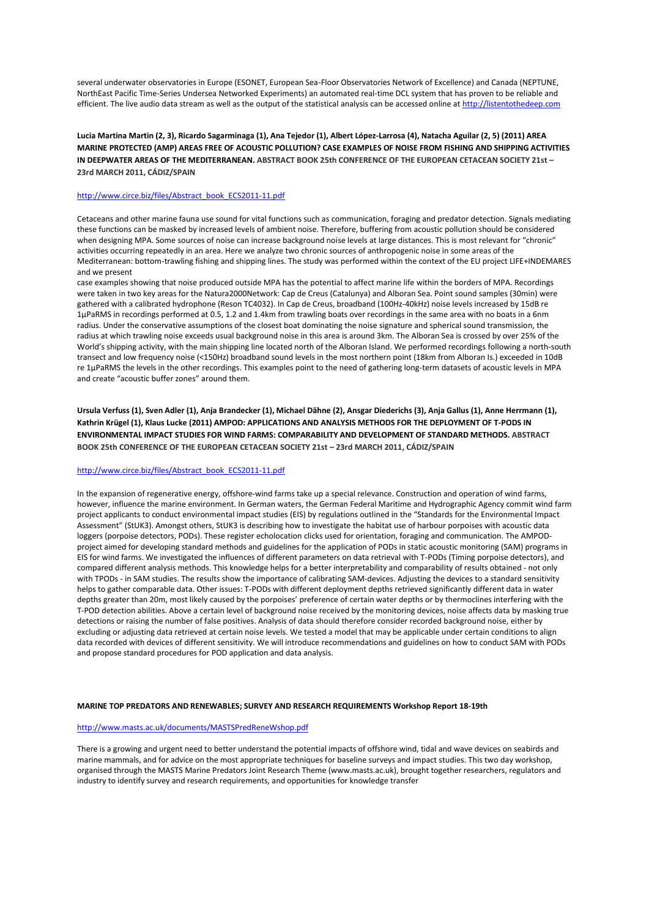several underwater observatories in Europe (ESONET, European Sea-Floor Observatories Network of Excellence) and Canada (NEPTUNE, NorthEast Pacific Time-Series Undersea Networked Experiments) an automated real-time DCL system that has proven to be reliable and efficient. The live audio data stream as well as the output of the statistical analysis can be accessed online at http://listentothedeep.com

**Lucia Martina Martin (2, 3), Ricardo Sagarminaga (1), Ana Tejedor (1), Albert López-Larrosa (4), Natacha Aguilar (2, 5) (2011) AREA MARINE PROTECTED (AMP) AREAS FREE OF ACOUSTIC POLLUTION? CASE EXAMPLES OF NOISE FROM FISHING AND SHIPPING ACTIVITIES IN DEEPWATER AREAS OF THE MEDITERRANEAN. ABSTRACT BOOK 25th CONFERENCE OF THE EUROPEAN CETACEAN SOCIETY 21st – 23rd MARCH 2011, CÁDIZ/SPAIN**

http://www.circe.biz/files/Abstract_book_ECS2011-11.pdf

Cetaceans and other marine fauna use sound for vital functions such as communication, foraging and predator detection. Signals mediating these functions can be masked by increased levels of ambient noise. Therefore, buffering from acoustic pollution should be considered when designing MPA. Some sources of noise can increase background noise levels at large distances. This is most relevant for "chronic" activities occurring repeatedly in an area. Here we analyze two chronic sources of anthropogenic noise in some areas of the Mediterranean: bottom-trawling fishing and shipping lines. The study was performed within the context of the EU project LIFE+INDEMARES and we present
case examples showing that noise produced outside MPA has the potential to affect marine life within the borders of MPA. Recordings were taken in two key areas for the Natura2000Network: Cap de Creus (Catalunya) and Alboran Sea. Point sound samples (30min) were gathered with a calibrated hydrophone (Reson TC4032). In Cap de Creus, broadband (100Hz-40kHz) noise levels increased by 15dB re 1µPaRMS in recordings performed at 0.5, 1.2 and 1.4km from trawling boats over recordings in the same area with no boats in a 6nm radius. Under the conservative assumptions of the closest boat dominating the noise signature and spherical sound transmission, the radius at which trawling noise exceeds usual background noise in this area is around 3km. The Alboran Sea is crossed by over 25% of the World's shipping activity, with the main shipping line located north of the Alboran Island. We performed recordings following a north-south transect and low frequency noise (<150Hz) broadband sound levels in the most northern point (18km from Alboran Is.) exceeded in 10dB re 1µPaRMS the levels in the other recordings. This examples point to the need of gathering long-term datasets of acoustic levels in MPA and create "acoustic buffer zones" around them.

**Ursula Verfuss (1), Sven Adler (1), Anja Brandecker (1), Michael Dähne (2), Ansgar Diederichs (3), Anja Gallus (1), Anne Herrmann (1), Kathrin Krügel (1), Klaus Lucke (2011) AMPOD: APPLICATIONS AND ANALYSIS METHODS FOR THE DEPLOYMENT OF T-PODS IN ENVIRONMENTAL IMPACT STUDIES FOR WIND FARMS: COMPARABILITY AND DEVELOPMENT OF STANDARD METHODS. ABSTRACT BOOK 25th CONFERENCE OF THE EUROPEAN CETACEAN SOCIETY 21st – 23rd MARCH 2011, CÁDIZ/SPAIN**

http://www.circe.biz/files/Abstract_book_ECS2011-11.pdf

In the expansion of regenerative energy, offshore-wind farms take up a special relevance. Construction and operation of wind farms, however, influence the marine environment. In German waters, the German Federal Maritime and Hydrographic Agency commit wind farm project applicants to conduct environmental impact studies (EIS) by regulations outlined in the "Standards for the Environmental Impact Assessment" (StUK3). Amongst others, StUK3 is describing how to investigate the habitat use of harbour porpoises with acoustic data loggers (porpoise detectors, PODs). These register echolocation clicks used for orientation, foraging and communication. The AMPOD-project aimed for developing standard methods and guidelines for the application of PODs in static acoustic monitoring (SAM) programs in EIS for wind farms. We investigated the influences of different parameters on data retrieval with T-PODs (Timing porpoise detectors), and compared different analysis methods. This knowledge helps for a better interpretability and comparability of results obtained - not only with TPODs - in SAM studies. The results show the importance of calibrating SAM-devices. Adjusting the devices to a standard sensitivity helps to gather comparable data. Other issues: T-PODs with different deployment depths retrieved significantly different data in water depths greater than 20m, most likely caused by the porpoises' preference of certain water depths or by thermoclines interfering with the T-POD detection abilities. Above a certain level of background noise received by the monitoring devices, noise affects data by masking true detections or raising the number of false positives. Analysis of data should therefore consider recorded background noise, either by excluding or adjusting data retrieved at certain noise levels. We tested a model that may be applicable under certain conditions to align data recorded with devices of different sensitivity. We will introduce recommendations and guidelines on how to conduct SAM with PODs and propose standard procedures for POD application and data analysis.

**MARINE TOP PREDATORS AND RENEWABLES; SURVEY AND RESEARCH REQUIREMENTS Workshop Report 18-19th**

http://www.masts.ac.uk/documents/MASTSPredReneWshop.pdf

There is a growing and urgent need to better understand the potential impacts of offshore wind, tidal and wave devices on seabirds and marine mammals, and for advice on the most appropriate techniques for baseline surveys and impact studies. This two day workshop, organised through the MASTS Marine Predators Joint Research Theme (www.masts.ac.uk), brought together researchers, regulators and industry to identify survey and research requirements, and opportunities for knowledge transfer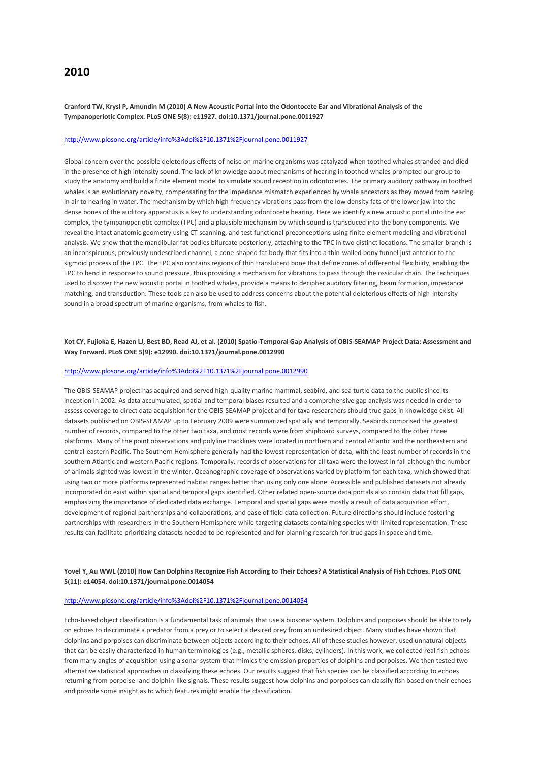# 2010

**Cranford TW, Krysl P, Amundin M (2010) A New Acoustic Portal into the Odontocete Ear and Vibrational Analysis of the Tympanoperiotic Complex. PLoS ONE 5(8): e11927. doi:10.1371/journal.pone.0011927**

http://www.plosone.org/article/info%3Adoi%2F10.1371%2Fjournal.pone.0011927

Global concern over the possible deleterious effects of noise on marine organisms was catalyzed when toothed whales stranded and died in the presence of high intensity sound. The lack of knowledge about mechanisms of hearing in toothed whales prompted our group to study the anatomy and build a finite element model to simulate sound reception in odontocetes. The primary auditory pathway in toothed whales is an evolutionary novelty, compensating for the impedance mismatch experienced by whale ancestors as they moved from hearing in air to hearing in water. The mechanism by which high-frequency vibrations pass from the low density fats of the lower jaw into the dense bones of the auditory apparatus is a key to understanding odontocete hearing. Here we identify a new acoustic portal into the ear complex, the tympanoperiotic complex (TPC) and a plausible mechanism by which sound is transduced into the bony components. We reveal the intact anatomic geometry using CT scanning, and test functional preconceptions using finite element modeling and vibrational analysis. We show that the mandibular fat bodies bifurcate posteriorly, attaching to the TPC in two distinct locations. The smaller branch is an inconspicuous, previously undescribed channel, a cone-shaped fat body that fits into a thin-walled bony funnel just anterior to the sigmoid process of the TPC. The TPC also contains regions of thin translucent bone that define zones of differential flexibility, enabling the TPC to bend in response to sound pressure, thus providing a mechanism for vibrations to pass through the ossicular chain. The techniques used to discover the new acoustic portal in toothed whales, provide a means to decipher auditory filtering, beam formation, impedance matching, and transduction. These tools can also be used to address concerns about the potential deleterious effects of high-intensity sound in a broad spectrum of marine organisms, from whales to fish.

**Kot CY, Fujioka E, Hazen LJ, Best BD, Read AJ, et al. (2010) Spatio-Temporal Gap Analysis of OBIS-SEAMAP Project Data: Assessment and Way Forward. PLoS ONE 5(9): e12990. doi:10.1371/journal.pone.0012990**

http://www.plosone.org/article/info%3Adoi%2F10.1371%2Fjournal.pone.0012990

The OBIS-SEAMAP project has acquired and served high-quality marine mammal, seabird, and sea turtle data to the public since its inception in 2002. As data accumulated, spatial and temporal biases resulted and a comprehensive gap analysis was needed in order to assess coverage to direct data acquisition for the OBIS-SEAMAP project and for taxa researchers should true gaps in knowledge exist. All datasets published on OBIS-SEAMAP up to February 2009 were summarized spatially and temporally. Seabirds comprised the greatest number of records, compared to the other two taxa, and most records were from shipboard surveys, compared to the other three platforms. Many of the point observations and polyline tracklines were located in northern and central Atlantic and the northeastern and central-eastern Pacific. The Southern Hemisphere generally had the lowest representation of data, with the least number of records in the southern Atlantic and western Pacific regions. Temporally, records of observations for all taxa were the lowest in fall although the number of animals sighted was lowest in the winter. Oceanographic coverage of observations varied by platform for each taxa, which showed that using two or more platforms represented habitat ranges better than using only one alone. Accessible and published datasets not already incorporated do exist within spatial and temporal gaps identified. Other related open-source data portals also contain data that fill gaps, emphasizing the importance of dedicated data exchange. Temporal and spatial gaps were mostly a result of data acquisition effort, development of regional partnerships and collaborations, and ease of field data collection. Future directions should include fostering partnerships with researchers in the Southern Hemisphere while targeting datasets containing species with limited representation. These results can facilitate prioritizing datasets needed to be represented and for planning research for true gaps in space and time.

**Yovel Y, Au WWL (2010) How Can Dolphins Recognize Fish According to Their Echoes? A Statistical Analysis of Fish Echoes. PLoS ONE 5(11): e14054. doi:10.1371/journal.pone.0014054**

http://www.plosone.org/article/info%3Adoi%2F10.1371%2Fjournal.pone.0014054

Echo-based object classification is a fundamental task of animals that use a biosonar system. Dolphins and porpoises should be able to rely on echoes to discriminate a predator from a prey or to select a desired prey from an undesired object. Many studies have shown that dolphins and porpoises can discriminate between objects according to their echoes. All of these studies however, used unnatural objects that can be easily characterized in human terminologies (e.g., metallic spheres, disks, cylinders). In this work, we collected real fish echoes from many angles of acquisition using a sonar system that mimics the emission properties of dolphins and porpoises. We then tested two alternative statistical approaches in classifying these echoes. Our results suggest that fish species can be classified according to echoes returning from porpoise- and dolphin-like signals. These results suggest how dolphins and porpoises can classify fish based on their echoes and provide some insight as to which features might enable the classification.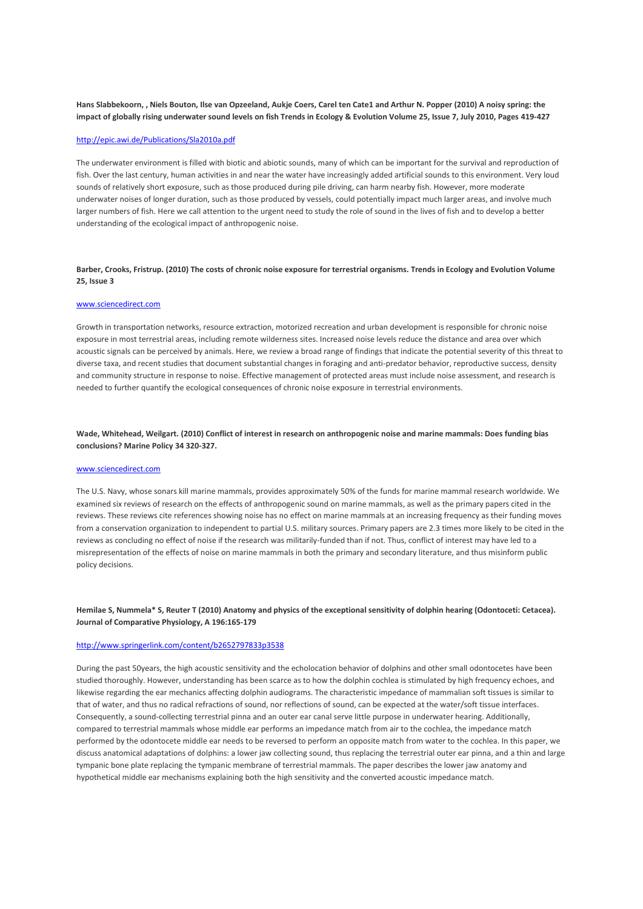**Hans Slabbekoorn, , Niels Bouton, Ilse van Opzeeland, Aukje Coers, Carel ten Cate1 and Arthur N. Popper (2010) A noisy spring: the impact of globally rising underwater sound levels on fish Trends in Ecology & Evolution Volume 25, Issue 7, July 2010, Pages 419-427**

http://epic.awi.de/Publications/Sla2010a.pdf

The underwater environment is filled with biotic and abiotic sounds, many of which can be important for the survival and reproduction of fish. Over the last century, human activities in and near the water have increasingly added artificial sounds to this environment. Very loud sounds of relatively short exposure, such as those produced during pile driving, can harm nearby fish. However, more moderate underwater noises of longer duration, such as those produced by vessels, could potentially impact much larger areas, and involve much larger numbers of fish. Here we call attention to the urgent need to study the role of sound in the lives of fish and to develop a better understanding of the ecological impact of anthropogenic noise.

**Barber, Crooks, Fristrup. (2010) The costs of chronic noise exposure for terrestrial organisms. Trends in Ecology and Evolution Volume 25, Issue 3**

www.sciencedirect.com

Growth in transportation networks, resource extraction, motorized recreation and urban development is responsible for chronic noise exposure in most terrestrial areas, including remote wilderness sites. Increased noise levels reduce the distance and area over which acoustic signals can be perceived by animals. Here, we review a broad range of findings that indicate the potential severity of this threat to diverse taxa, and recent studies that document substantial changes in foraging and anti-predator behavior, reproductive success, density and community structure in response to noise. Effective management of protected areas must include noise assessment, and research is needed to further quantify the ecological consequences of chronic noise exposure in terrestrial environments.

**Wade, Whitehead, Weilgart. (2010) Conflict of interest in research on anthropogenic noise and marine mammals: Does funding bias conclusions? Marine Policy 34 320-327.**

www.sciencedirect.com

The U.S. Navy, whose sonars kill marine mammals, provides approximately 50% of the funds for marine mammal research worldwide. We examined six reviews of research on the effects of anthropogenic sound on marine mammals, as well as the primary papers cited in the reviews. These reviews cite references showing noise has no effect on marine mammals at an increasing frequency as their funding moves from a conservation organization to independent to partial U.S. military sources. Primary papers are 2.3 times more likely to be cited in the reviews as concluding no effect of noise if the research was militarily-funded than if not. Thus, conflict of interest may have led to a misrepresentation of the effects of noise on marine mammals in both the primary and secondary literature, and thus misinform public policy decisions.

**Hemilae S, Nummela* S, Reuter T (2010) Anatomy and physics of the exceptional sensitivity of dolphin hearing (Odontoceti: Cetacea). Journal of Comparative Physiology, A 196:165-179**

http://www.springerlink.com/content/b2652797833p3538

During the past 50years, the high acoustic sensitivity and the echolocation behavior of dolphins and other small odontocetes have been studied thoroughly. However, understanding has been scarce as to how the dolphin cochlea is stimulated by high frequency echoes, and likewise regarding the ear mechanics affecting dolphin audiograms. The characteristic impedance of mammalian soft tissues is similar to that of water, and thus no radical refractions of sound, nor reflections of sound, can be expected at the water/soft tissue interfaces. Consequently, a sound-collecting terrestrial pinna and an outer ear canal serve little purpose in underwater hearing. Additionally, compared to terrestrial mammals whose middle ear performs an impedance match from air to the cochlea, the impedance match performed by the odontocete middle ear needs to be reversed to perform an opposite match from water to the cochlea. In this paper, we discuss anatomical adaptations of dolphins: a lower jaw collecting sound, thus replacing the terrestrial outer ear pinna, and a thin and large tympanic bone plate replacing the tympanic membrane of terrestrial mammals. The paper describes the lower jaw anatomy and hypothetical middle ear mechanisms explaining both the high sensitivity and the converted acoustic impedance match.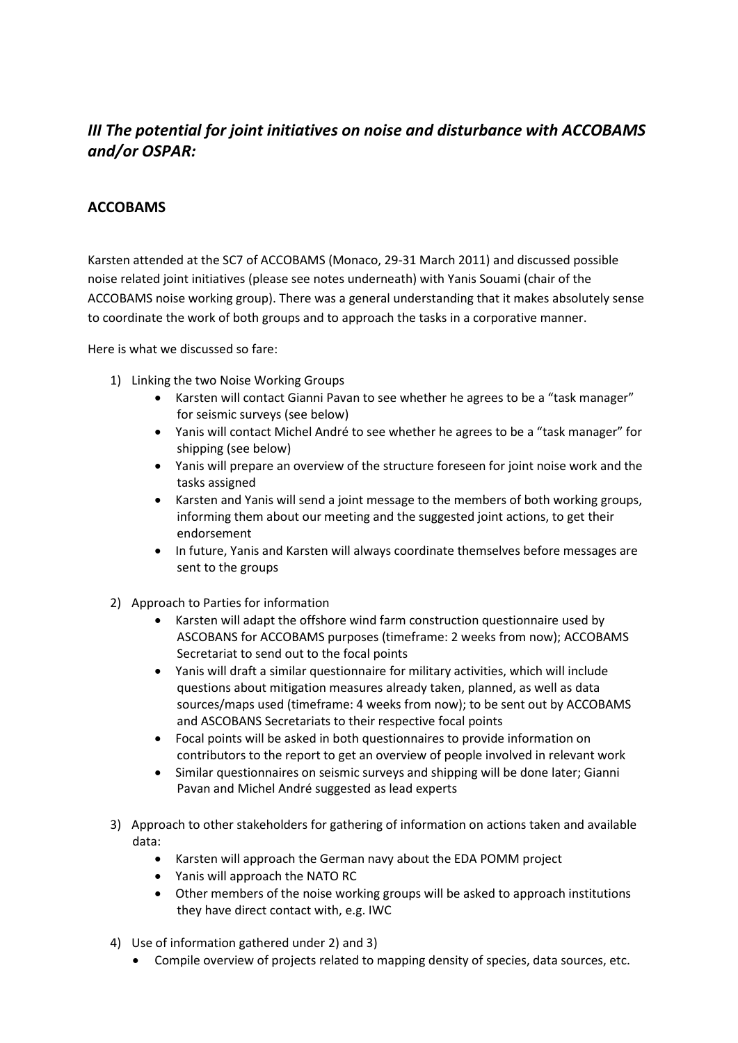## *III The potential for joint initiatives on noise and disturbance with ACCOBAMS and/or OSPAR:*

### ACCOBAMS

Karsten attended at the SC7 of ACCOBAMS (Monaco, 29-31 March 2011) and discussed possible noise related joint initiatives (please see notes underneath) with Yanis Souami (chair of the ACCOBAMS noise working group). There was a general understanding that it makes absolutely sense to coordinate the work of both groups and to approach the tasks in a corporative manner.

Here is what we discussed so fare:

1) Linking the two Noise Working Groups
   - Karsten will contact Gianni Pavan to see whether he agrees to be a "task manager" for seismic surveys (see below)
   - Yanis will contact Michel André to see whether he agrees to be a "task manager" for shipping (see below)
   - Yanis will prepare an overview of the structure foreseen for joint noise work and the tasks assigned
   - Karsten and Yanis will send a joint message to the members of both working groups, informing them about our meeting and the suggested joint actions, to get their endorsement
   - In future, Yanis and Karsten will always coordinate themselves before messages are sent to the groups

2) Approach to Parties for information
   - Karsten will adapt the offshore wind farm construction questionnaire used by ASCOBANS for ACCOBAMS purposes (timeframe: 2 weeks from now); ACCOBAMS Secretariat to send out to the focal points
   - Yanis will draft a similar questionnaire for military activities, which will include questions about mitigation measures already taken, planned, as well as data sources/maps used (timeframe: 4 weeks from now); to be sent out by ACCOBAMS and ASCOBANS Secretariats to their respective focal points
   - Focal points will be asked in both questionnaires to provide information on contributors to the report to get an overview of people involved in relevant work
   - Similar questionnaires on seismic surveys and shipping will be done later; Gianni Pavan and Michel André suggested as lead experts

3) Approach to other stakeholders for gathering of information on actions taken and available data:
   - Karsten will approach the German navy about the EDA POMM project
   - Yanis will approach the NATO RC
   - Other members of the noise working groups will be asked to approach institutions they have direct contact with, e.g. IWC

4) Use of information gathered under 2) and 3)
   - Compile overview of projects related to mapping density of species, data sources, etc.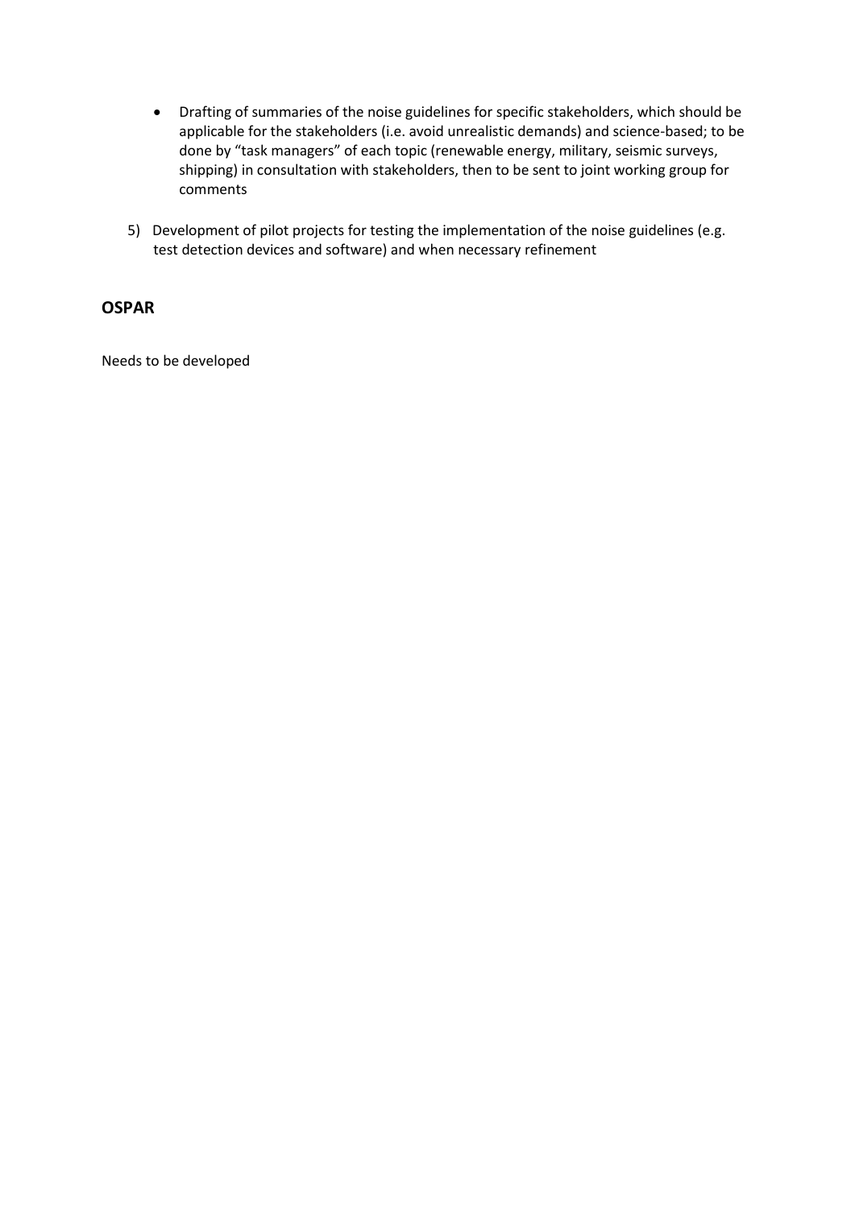- Drafting of summaries of the noise guidelines for specific stakeholders, which should be applicable for the stakeholders (i.e. avoid unrealistic demands) and science-based; to be done by "task managers" of each topic (renewable energy, military, seismic surveys, shipping) in consultation with stakeholders, then to be sent to joint working group for comments

5) Development of pilot projects for testing the implementation of the noise guidelines (e.g. test detection devices and software) and when necessary refinement

## OSPAR

Needs to be developed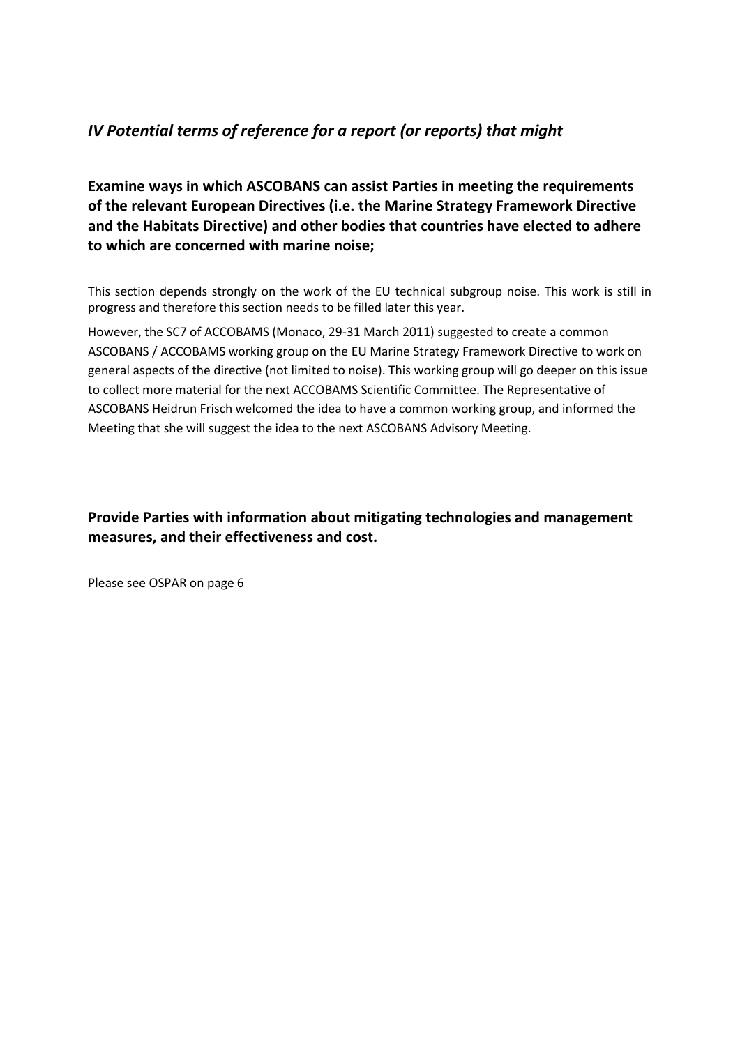## *IV Potential terms of reference for a report (or reports) that might*

### Examine ways in which ASCOBANS can assist Parties in meeting the requirements of the relevant European Directives (i.e. the Marine Strategy Framework Directive and the Habitats Directive) and other bodies that countries have elected to adhere to which are concerned with marine noise;

This section depends strongly on the work of the EU technical subgroup noise. This work is still in progress and therefore this section needs to be filled later this year.

However, the SC7 of ACCOBAMS (Monaco, 29-31 March 2011) suggested to create a common ASCOBANS / ACCOBAMS working group on the EU Marine Strategy Framework Directive to work on general aspects of the directive (not limited to noise). This working group will go deeper on this issue to collect more material for the next ACCOBAMS Scientific Committee. The Representative of ASCOBANS Heidrun Frisch welcomed the idea to have a common working group, and informed the Meeting that she will suggest the idea to the next ASCOBANS Advisory Meeting.

### Provide Parties with information about mitigating technologies and management measures, and their effectiveness and cost.

Please see OSPAR on page 6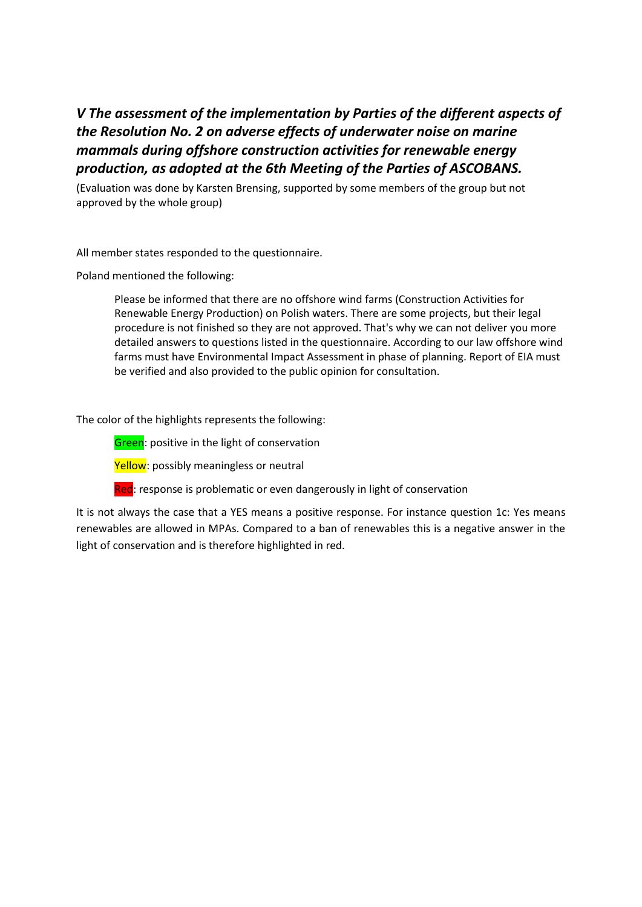## *V The assessment of the implementation by Parties of the different aspects of the Resolution No. 2 on adverse effects of underwater noise on marine mammals during offshore construction activities for renewable energy production, as adopted at the 6th Meeting of the Parties of ASCOBANS.*

(Evaluation was done by Karsten Brensing, supported by some members of the group but not approved by the whole group)

All member states responded to the questionnaire.

Poland mentioned the following:

> Please be informed that there are no offshore wind farms (Construction Activities for Renewable Energy Production) on Polish waters. There are some projects, but their legal procedure is not finished so they are not approved. That's why we can not deliver you more detailed answers to questions listed in the questionnaire. According to our law offshore wind farms must have Environmental Impact Assessment in phase of planning. Report of EIA must be verified and also provided to the public opinion for consultation.

The color of the highlights represents the following:

- Green: positive in the light of conservation
- Yellow: possibly meaningless or neutral
- Red: response is problematic or even dangerously in light of conservation

It is not always the case that a YES means a positive response. For instance question 1c: Yes means renewables are allowed in MPAs. Compared to a ban of renewables this is a negative answer in the light of conservation and is therefore highlighted in red.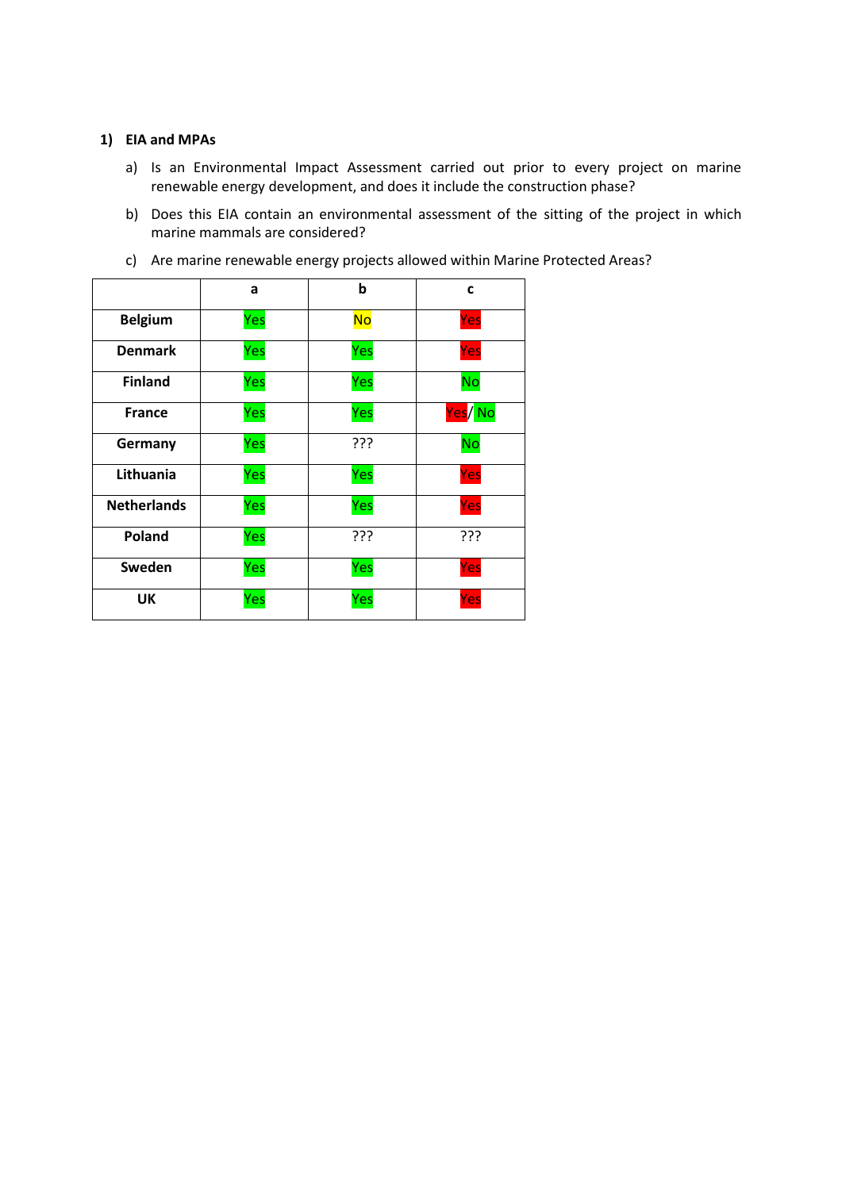## 1) EIA and MPAs

a) Is an Environmental Impact Assessment carried out prior to every project on marine renewable energy development, and does it include the construction phase?

b) Does this EIA contain an environmental assessment of the sitting of the project in which marine mammals are considered?

c) Are marine renewable energy projects allowed within Marine Protected Areas?

| | a | b | c |
|---|---|---|---|
| **Belgium** | Yes | No | Yes |
| **Denmark** | Yes | Yes | Yes |
| **Finland** | Yes | Yes | No |
| **France** | Yes | Yes | Yes/ No |
| **Germany** | Yes | ??? | No |
| **Lithuania** | Yes | Yes | Yes |
| **Netherlands** | Yes | Yes | Yes |
| **Poland** | Yes | ??? | ??? |
| **Sweden** | Yes | Yes | Yes |
| **UK** | Yes | Yes | Yes |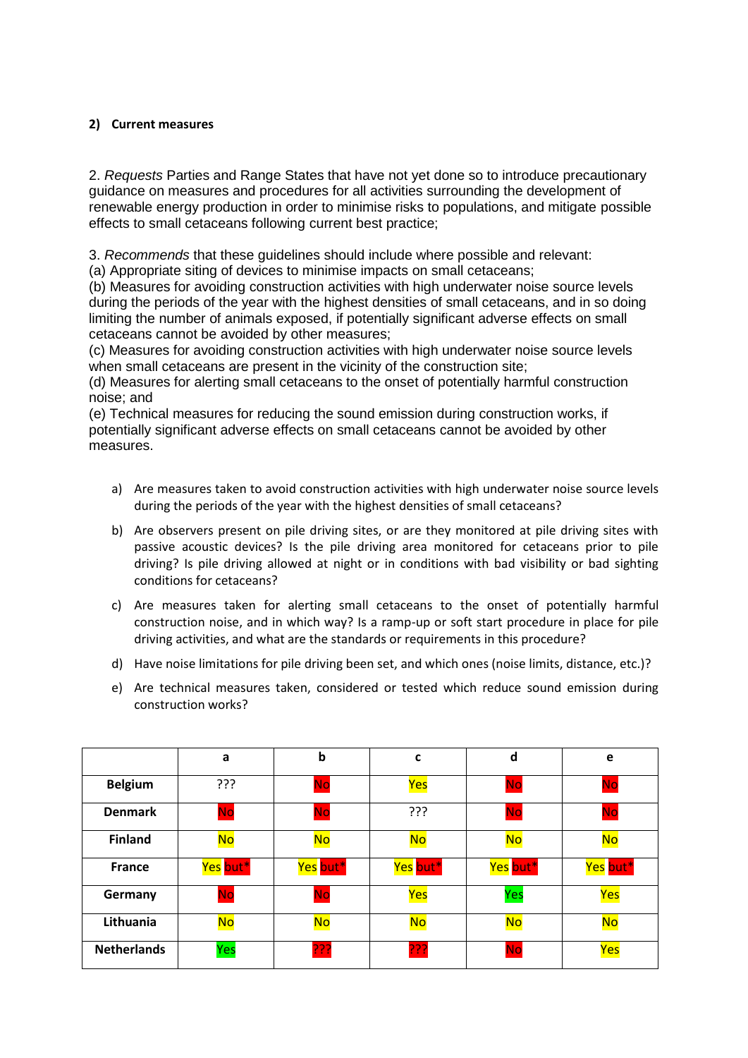#### 2) Current measures

2. *Requests* Parties and Range States that have not yet done so to introduce precautionary guidance on measures and procedures for all activities surrounding the development of renewable energy production in order to minimise risks to populations, and mitigate possible effects to small cetaceans following current best practice;

3. *Recommends* that these guidelines should include where possible and relevant:
(a) Appropriate siting of devices to minimise impacts on small cetaceans;
(b) Measures for avoiding construction activities with high underwater noise source levels during the periods of the year with the highest densities of small cetaceans, and in so doing limiting the number of animals exposed, if potentially significant adverse effects on small cetaceans cannot be avoided by other measures;
(c) Measures for avoiding construction activities with high underwater noise source levels when small cetaceans are present in the vicinity of the construction site;
(d) Measures for alerting small cetaceans to the onset of potentially harmful construction noise; and
(e) Technical measures for reducing the sound emission during construction works, if potentially significant adverse effects on small cetaceans cannot be avoided by other measures.

a) Are measures taken to avoid construction activities with high underwater noise source levels during the periods of the year with the highest densities of small cetaceans?

b) Are observers present on pile driving sites, or are they monitored at pile driving sites with passive acoustic devices? Is the pile driving area monitored for cetaceans prior to pile driving? Is pile driving allowed at night or in conditions with bad visibility or bad sighting conditions for cetaceans?

c) Are measures taken for alerting small cetaceans to the onset of potentially harmful construction noise, and in which way? Is a ramp-up or soft start procedure in place for pile driving activities, and what are the standards or requirements in this procedure?

d) Have noise limitations for pile driving been set, and which ones (noise limits, distance, etc.)?

e) Are technical measures taken, considered or tested which reduce sound emission during construction works?

| | a | b | c | d | e |
|---|---|---|---|---|---|
| **Belgium** | ??? | No | Yes | No | No |
| **Denmark** | No | No | ??? | No | No |
| **Finland** | No | No | No | No | No |
| **France** | Yes but* | Yes but* | Yes but* | Yes but* | Yes but* |
| **Germany** | No | No | Yes | Yes | Yes |
| **Lithuania** | No | No | No | No | No |
| **Netherlands** | Yes | ??? | ??? | No | Yes |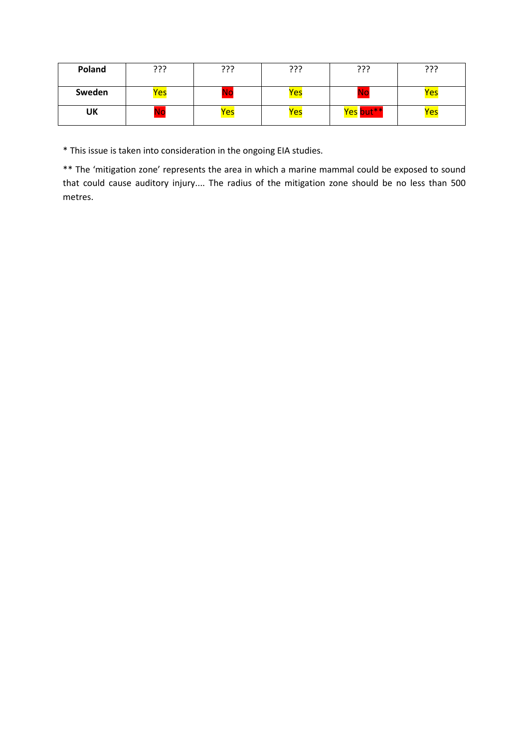| Poland | ??? | ??? | ??? | ??? | ??? |
|---|---|---|---|---|---|
| Sweden | Yes | No | Yes | No | Yes |
| UK | No | Yes | Yes | Yes but** | Yes |

* This issue is taken into consideration in the ongoing EIA studies.

** The 'mitigation zone' represents the area in which a marine mammal could be exposed to sound that could cause auditory injury.... The radius of the mitigation zone should be no less than 500 metres.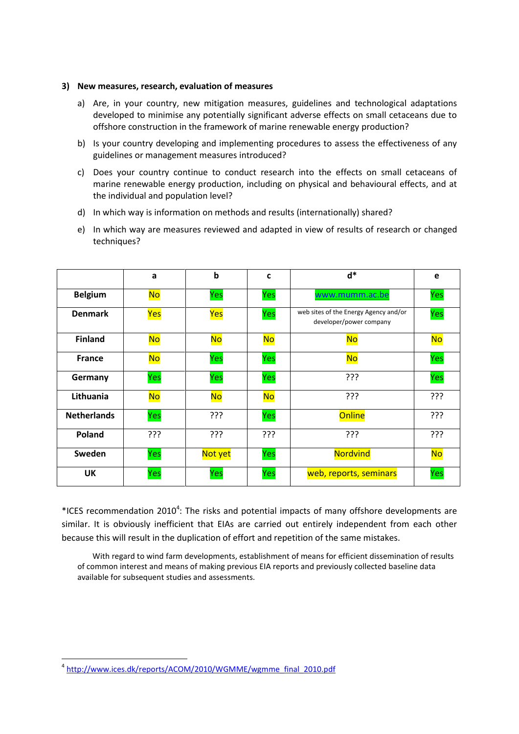### 3) New measures, research, evaluation of measures

a) Are, in your country, new mitigation measures, guidelines and technological adaptations developed to minimise any potentially significant adverse effects on small cetaceans due to offshore construction in the framework of marine renewable energy production?

b) Is your country developing and implementing procedures to assess the effectiveness of any guidelines or management measures introduced?

c) Does your country continue to conduct research into the effects on small cetaceans of marine renewable energy production, including on physical and behavioural effects, and at the individual and population level?

d) In which way is information on methods and results (internationally) shared?

e) In which way are measures reviewed and adapted in view of results of research or changed techniques?

| | a | b | c | d* | e |
|---|---|---|---|---|---|
| **Belgium** | No | Yes | Yes | www.mumm.ac.be | Yes |
| **Denmark** | Yes | Yes | Yes | web sites of the Energy Agency and/or developer/power company | Yes |
| **Finland** | No | No | No | No | No |
| **France** | No | Yes | Yes | No | Yes |
| **Germany** | Yes | Yes | Yes | ??? | Yes |
| **Lithuania** | No | No | No | ??? | ??? |
| **Netherlands** | Yes | ??? | Yes | Online | ??? |
| **Poland** | ??? | ??? | ??? | ??? | ??? |
| **Sweden** | Yes | Not yet | Yes | Nordvind | No |
| **UK** | Yes | Yes | Yes | web, reports, seminars | Yes |

*ICES recommendation 2010[4]: The risks and potential impacts of many offshore developments are similar. It is obviously inefficient that EIAs are carried out entirely independent from each other because this will result in the duplication of effort and repetition of the same mistakes.

With regard to wind farm developments, establishment of means for efficient dissemination of results of common interest and means of making previous EIA reports and previously collected baseline data available for subsequent studies and assessments.

[4] http://www.ices.dk/reports/ACOM/2010/WGMME/wgmme_final_2010.pdf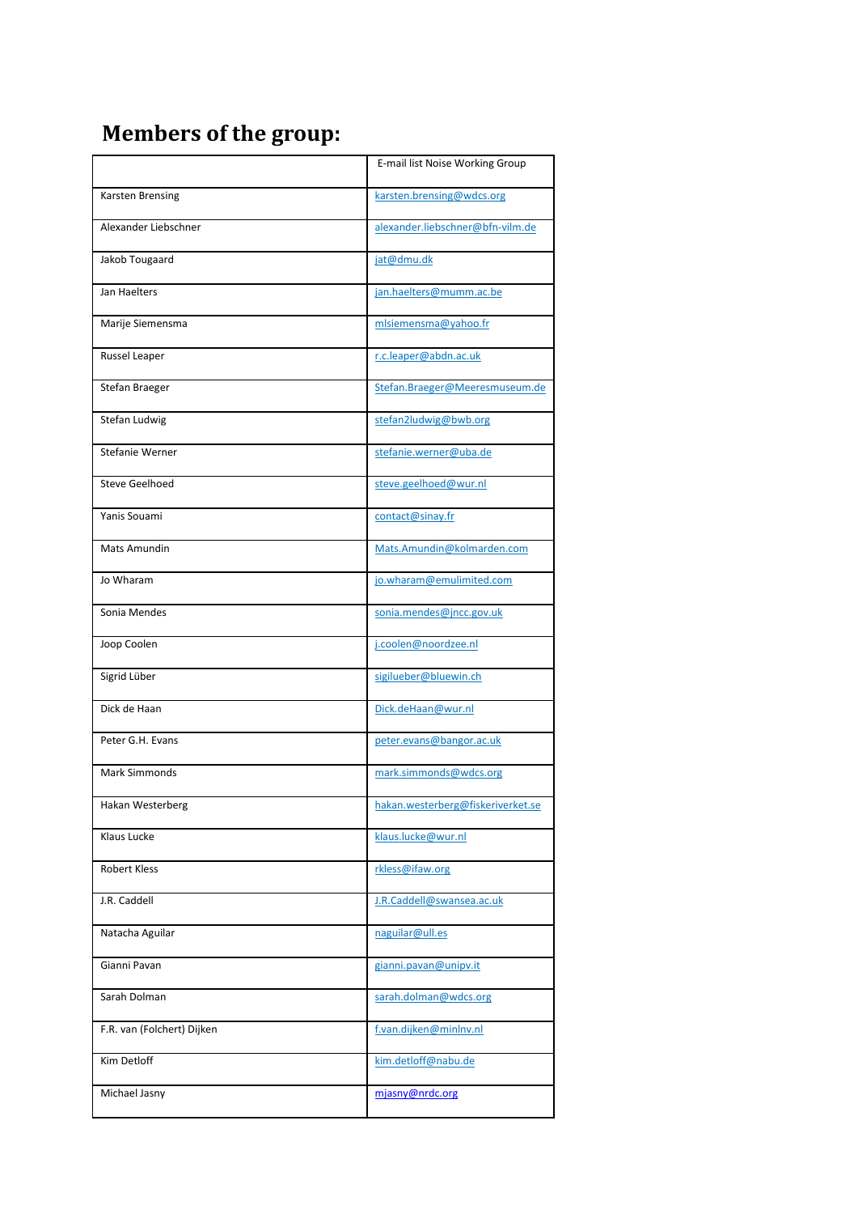# Members of the group:

| | E-mail list Noise Working Group |
|---|---|
| Karsten Brensing | karsten.brensing@wdcs.org |
| Alexander Liebschner | alexander.liebschner@bfn-vilm.de |
| Jakob Tougaard | jat@dmu.dk |
| Jan Haelters | jan.haelters@mumm.ac.be |
| Marije Siemensma | mlsiemensma@yahoo.fr |
| Russel Leaper | r.c.leaper@abdn.ac.uk |
| Stefan Braeger | Stefan.Braeger@Meeresmuseum.de |
| Stefan Ludwig | stefan2ludwig@bwb.org |
| Stefanie Werner | stefanie.werner@uba.de |
| Steve Geelhoed | steve.geelhoed@wur.nl |
| Yanis Souami | contact@sinay.fr |
| Mats Amundin | Mats.Amundin@kolmarden.com |
| Jo Wharam | jo.wharam@emulimited.com |
| Sonia Mendes | sonia.mendes@jncc.gov.uk |
| Joop Coolen | j.coolen@noordzee.nl |
| Sigrid Lüber | sigilueber@bluewin.ch |
| Dick de Haan | Dick.deHaan@wur.nl |
| Peter G.H. Evans | peter.evans@bangor.ac.uk |
| Mark Simmonds | mark.simmonds@wdcs.org |
| Hakan Westerberg | hakan.westerberg@fiskeriverket.se |
| Klaus Lucke | klaus.lucke@wur.nl |
| Robert Kless | rkless@ifaw.org |
| J.R. Caddell | J.R.Caddell@swansea.ac.uk |
| Natacha Aguilar | naguilar@ull.es |
| Gianni Pavan | gianni.pavan@unipv.it |
| Sarah Dolman | sarah.dolman@wdcs.org |
| F.R. van (Folchert) Dijken | f.van.dijken@minlnv.nl |
| Kim Detloff | kim.detloff@nabu.de |
| Michael Jasny | mjasny@nrdc.org |